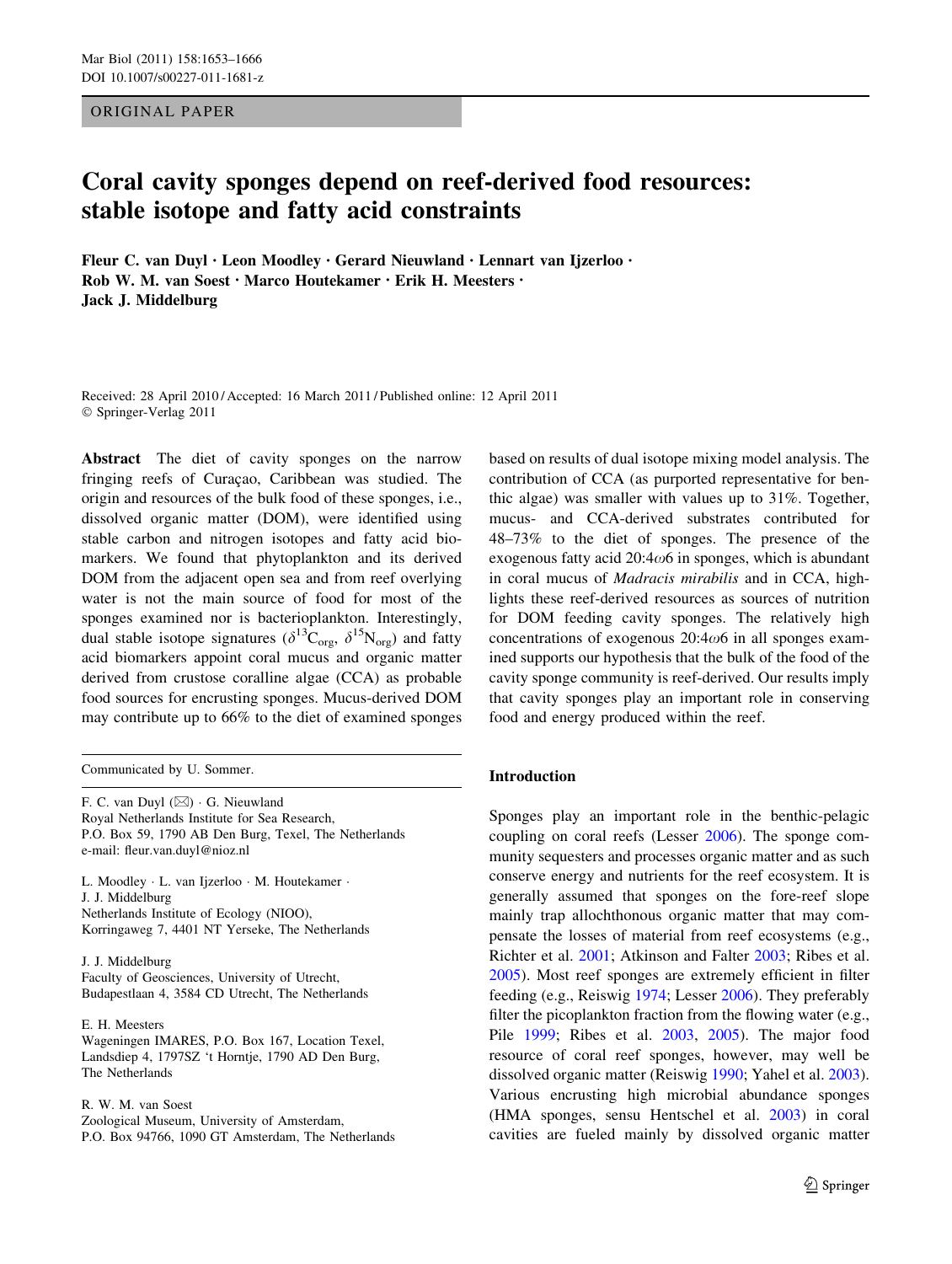ORIGINAL PAPER

# Coral cavity sponges depend on reef-derived food resources: stable isotope and fatty acid constraints

**Fleur C. van Duyl · Leon Moodley · Gerard Nieuwland · Lennart van Ijzerloo · Rob W. M. van Soest · Marco Houtekamer · Erik H. Meesters · Jack J. Middelburg**

Received: 28 April 2010 / Accepted: 16 March 2011 / Published online: 12 April 2011
© Springer-Verlag 2011

**Abstract** The diet of cavity sponges on the narrow fringing reefs of Curaçao, Caribbean was studied. The origin and resources of the bulk food of these sponges, i.e., dissolved organic matter (DOM), were identified using stable carbon and nitrogen isotopes and fatty acid biomarkers. We found that phytoplankton and its derived DOM from the adjacent open sea and from reef overlying water is not the main source of food for most of the sponges examined nor is bacterioplankton. Interestingly, dual stable isotope signatures ($\delta^{13}C_{org}$, $\delta^{15}N_{org}$) and fatty acid biomarkers appoint coral mucus and organic matter derived from crustose coralline algae (CCA) as probable food sources for encrusting sponges. Mucus-derived DOM may contribute up to 66% to the diet of examined sponges based on results of dual isotope mixing model analysis. The contribution of CCA (as purported representative for benthic algae) was smaller with values up to 31%. Together, mucus- and CCA-derived substrates contributed for 48–73% to the diet of sponges. The presence of the exogenous fatty acid 20:4ω6 in sponges, which is abundant in coral mucus of *Madracis mirabilis* and in CCA, highlights these reef-derived resources as sources of nutrition for DOM feeding cavity sponges. The relatively high concentrations of exogenous 20:4ω6 in all sponges examined supports our hypothesis that the bulk of the food of the cavity sponge community is reef-derived. Our results imply that cavity sponges play an important role in conserving food and energy produced within the reef.

Communicated by U. Sommer.

F. C. van Duyl (✉) · G. Nieuwland
Royal Netherlands Institute for Sea Research,
P.O. Box 59, 1790 AB Den Burg, Texel, The Netherlands
e-mail: fleur.van.duyl@nioz.nl

L. Moodley · L. van Ijzerloo · M. Houtekamer · J. J. Middelburg
Netherlands Institute of Ecology (NIOO),
Korringaweg 7, 4401 NT Yerseke, The Netherlands

J. J. Middelburg
Faculty of Geosciences, University of Utrecht,
Budapestlaan 4, 3584 CD Utrecht, The Netherlands

E. H. Meesters
Wageningen IMARES, P.O. Box 167, Location Texel,
Landsdiep 4, 1797SZ 't Horntje, 1790 AD Den Burg,
The Netherlands

R. W. M. van Soest
Zoological Museum, University of Amsterdam,
P.O. Box 94766, 1090 GT Amsterdam, The Netherlands

## Introduction

Sponges play an important role in the benthic-pelagic coupling on coral reefs (Lesser 2006). The sponge community sequesters and processes organic matter and as such conserve energy and nutrients for the reef ecosystem. It is generally assumed that sponges on the fore-reef slope mainly trap allochthonous organic matter that may compensate the losses of material from reef ecosystems (e.g., Richter et al. 2001; Atkinson and Falter 2003; Ribes et al. 2005). Most reef sponges are extremely efficient in filter feeding (e.g., Reiswig 1974; Lesser 2006). They preferably filter the picoplankton fraction from the flowing water (e.g., Pile 1999; Ribes et al. 2003, 2005). The major food resource of coral reef sponges, however, may well be dissolved organic matter (Reiswig 1990; Yahel et al. 2003). Various encrusting high microbial abundance sponges (HMA sponges, sensu Hentschel et al. 2003) in coral cavities are fueled mainly by dissolved organic matter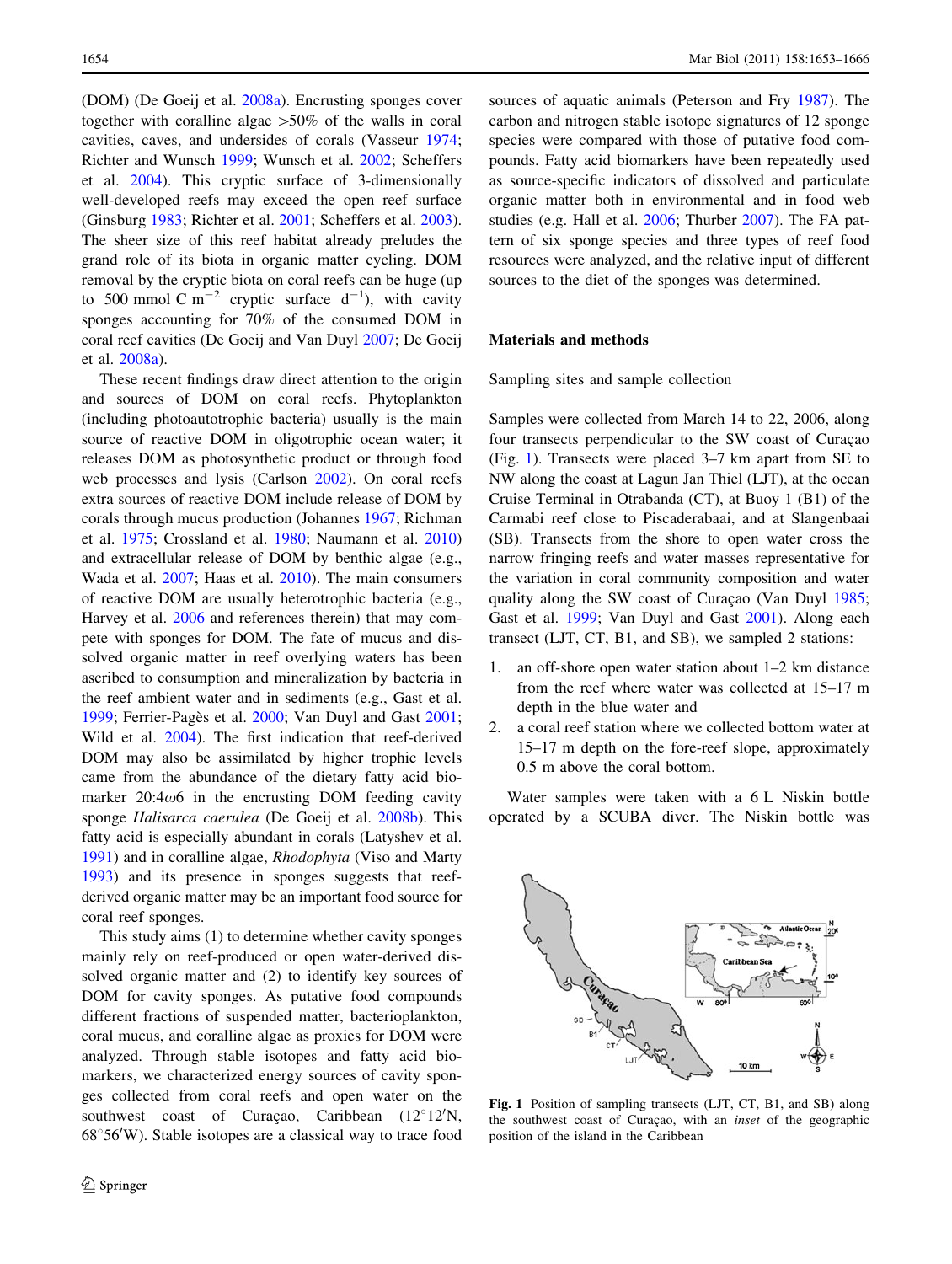(DOM) (De Goeij et al. 2008a). Encrusting sponges cover together with coralline algae >50% of the walls in coral cavities, caves, and undersides of corals (Vasseur 1974; Richter and Wunsch 1999; Wunsch et al. 2002; Scheffers et al. 2004). This cryptic surface of 3-dimensionally well-developed reefs may exceed the open reef surface (Ginsburg 1983; Richter et al. 2001; Scheffers et al. 2003). The sheer size of this reef habitat already preludes the grand role of its biota in organic matter cycling. DOM removal by the cryptic biota on coral reefs can be huge (up to 500 mmol C $m^{-2}$ cryptic surface $d^{-1}$), with cavity sponges accounting for 70% of the consumed DOM in coral reef cavities (De Goeij and Van Duyl 2007; De Goeij et al. 2008a).

These recent findings draw direct attention to the origin and sources of DOM on coral reefs. Phytoplankton (including photoautotrophic bacteria) usually is the main source of reactive DOM in oligotrophic ocean water; it releases DOM as photosynthetic product or through food web processes and lysis (Carlson 2002). On coral reefs extra sources of reactive DOM include release of DOM by corals through mucus production (Johannes 1967; Richman et al. 1975; Crossland et al. 1980; Naumann et al. 2010) and extracellular release of DOM by benthic algae (e.g., Wada et al. 2007; Haas et al. 2010). The main consumers of reactive DOM are usually heterotrophic bacteria (e.g., Harvey et al. 2006 and references therein) that may compete with sponges for DOM. The fate of mucus and dissolved organic matter in reef overlying waters has been ascribed to consumption and mineralization by bacteria in the reef ambient water and in sediments (e.g., Gast et al. 1999; Ferrier-Pagès et al. 2000; Van Duyl and Gast 2001; Wild et al. 2004). The first indication that reef-derived DOM may also be assimilated by higher trophic levels came from the abundance of the dietary fatty acid biomarker 20:4$\omega$6 in the encrusting DOM feeding cavity sponge *Halisarca caerulea* (De Goeij et al. 2008b). This fatty acid is especially abundant in corals (Latyshev et al. 1991) and in coralline algae, *Rhodophyta* (Viso and Marty 1993) and its presence in sponges suggests that reef-derived organic matter may be an important food source for coral reef sponges.

This study aims (1) to determine whether cavity sponges mainly rely on reef-produced or open water-derived dissolved organic matter and (2) to identify key sources of DOM for cavity sponges. As putative food compounds different fractions of suspended matter, bacterioplankton, coral mucus, and coralline algae as proxies for DOM were analyzed. Through stable isotopes and fatty acid biomarkers, we characterized energy sources of cavity sponges collected from coral reefs and open water on the southwest coast of Curaçao, Caribbean (12°12′N, 68°56′W). Stable isotopes are a classical way to trace food sources of aquatic animals (Peterson and Fry 1987). The carbon and nitrogen stable isotope signatures of 12 sponge species were compared with those of putative food compounds. Fatty acid biomarkers have been repeatedly used as source-specific indicators of dissolved and particulate organic matter both in environmental and in food web studies (e.g. Hall et al. 2006; Thurber 2007). The FA pattern of six sponge species and three types of reef food resources were analyzed, and the relative input of different sources to the diet of the sponges was determined.

## Materials and methods

### Sampling sites and sample collection

Samples were collected from March 14 to 22, 2006, along four transects perpendicular to the SW coast of Curaçao (Fig. 1). Transects were placed 3–7 km apart from SE to NW along the coast at Lagun Jan Thiel (LJT), at the ocean Cruise Terminal in Otrabanda (CT), at Buoy 1 (B1) of the Carmabi reef close to Piscaderabaai, and at Slangenbaai (SB). Transects from the shore to open water cross the narrow fringing reefs and water masses representative for the variation in coral community composition and water quality along the SW coast of Curaçao (Van Duyl 1985; Gast et al. 1999; Van Duyl and Gast 2001). Along each transect (LJT, CT, B1, and SB), we sampled 2 stations:

1. an off-shore open water station about 1–2 km distance from the reef where water was collected at 15–17 m depth in the blue water and
2. a coral reef station where we collected bottom water at 15–17 m depth on the fore-reef slope, approximately 0.5 m above the coral bottom.

Water samples were taken with a 6 L Niskin bottle operated by a SCUBA diver. The Niskin bottle was

Curaçao
SB
B1
CT
LJT
10 km
Atlantic Ocean
Caribbean Sea
W 80° 60°
N 20°
10°
N W E S

Fig. 1 Position of sampling transects (LJT, CT, B1, and SB) along the southwest coast of Curaçao, with an *inset* of the geographic position of the island in the Caribbean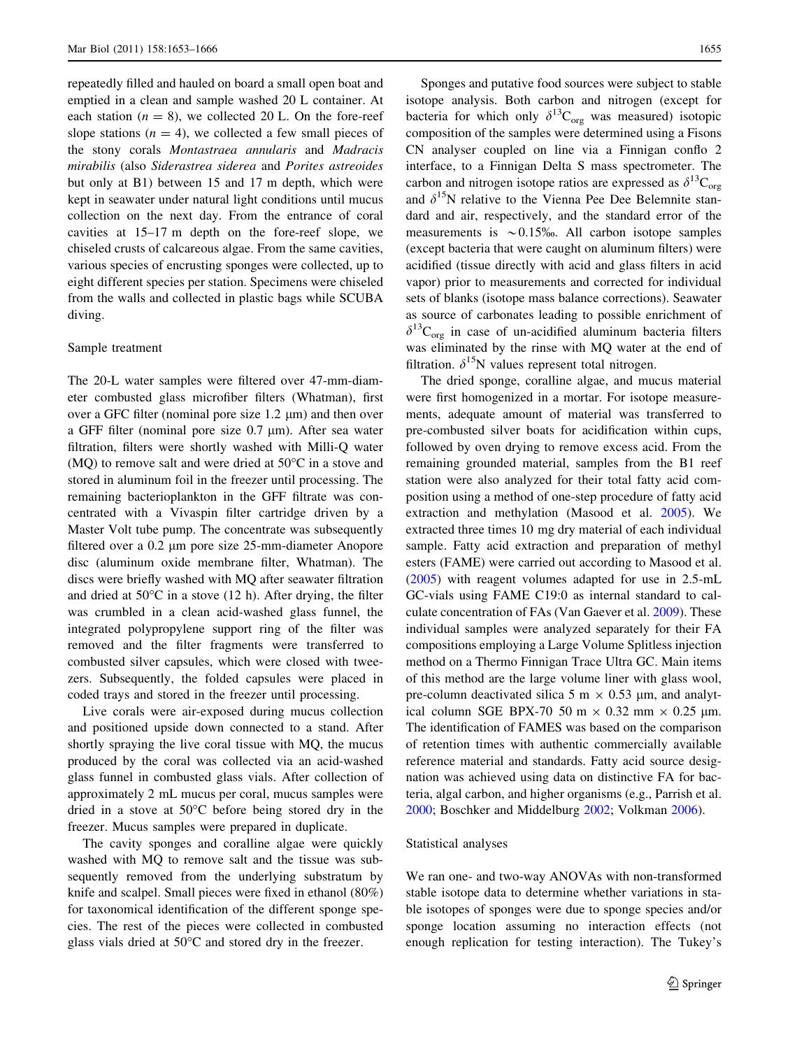repeatedly filled and hauled on board a small open boat and emptied in a clean and sample washed 20 L container. At each station ($n = 8$), we collected 20 L. On the fore-reef slope stations ($n = 4$), we collected a few small pieces of the stony corals *Montastraea annularis* and *Madracis mirabilis* (also *Siderastrea siderea* and *Porites astreoides* but only at B1) between 15 and 17 m depth, which were kept in seawater under natural light conditions until mucus collection on the next day. From the entrance of coral cavities at 15–17 m depth on the fore-reef slope, we chiseled crusts of calcareous algae. From the same cavities, various species of encrusting sponges were collected, up to eight different species per station. Specimens were chiseled from the walls and collected in plastic bags while SCUBA diving.

## Sample treatment

The 20-L water samples were filtered over 47-mm-diameter combusted glass microfiber filters (Whatman), first over a GFC filter (nominal pore size 1.2 μm) and then over a GFF filter (nominal pore size 0.7 μm). After sea water filtration, filters were shortly washed with Milli-Q water (MQ) to remove salt and were dried at 50°C in a stove and stored in aluminum foil in the freezer until processing. The remaining bacterioplankton in the GFF filtrate was concentrated with a Vivaspin filter cartridge driven by a Master Volt tube pump. The concentrate was subsequently filtered over a 0.2 μm pore size 25-mm-diameter Anopore disc (aluminum oxide membrane filter, Whatman). The discs were briefly washed with MQ after seawater filtration and dried at 50°C in a stove (12 h). After drying, the filter was crumbled in a clean acid-washed glass funnel, the integrated polypropylene support ring of the filter was removed and the filter fragments were transferred to combusted silver capsules, which were closed with tweezers. Subsequently, the folded capsules were placed in coded trays and stored in the freezer until processing.

Live corals were air-exposed during mucus collection and positioned upside down connected to a stand. After shortly spraying the live coral tissue with MQ, the mucus produced by the coral was collected via an acid-washed glass funnel in combusted glass vials. After collection of approximately 2 mL mucus per coral, mucus samples were dried in a stove at 50°C before being stored dry in the freezer. Mucus samples were prepared in duplicate.

The cavity sponges and coralline algae were quickly washed with MQ to remove salt and the tissue was subsequently removed from the underlying substratum by knife and scalpel. Small pieces were fixed in ethanol (80%) for taxonomical identification of the different sponge species. The rest of the pieces were collected in combusted glass vials dried at 50°C and stored dry in the freezer.

Sponges and putative food sources were subject to stable isotope analysis. Both carbon and nitrogen (except for bacteria for which only $\delta^{13}C_{org}$ was measured) isotopic composition of the samples were determined using a Fisons CN analyser coupled on line via a Finnigan conflo 2 interface, to a Finnigan Delta S mass spectrometer. The carbon and nitrogen isotope ratios are expressed as $\delta^{13}C_{org}$ and $\delta^{15}N$ relative to the Vienna Pee Dee Belemnite standard and air, respectively, and the standard error of the measurements is $\sim$0.15‰. All carbon isotope samples (except bacteria that were caught on aluminum filters) were acidified (tissue directly with acid and glass filters in acid vapor) prior to measurements and corrected for individual sets of blanks (isotope mass balance corrections). Seawater as source of carbonates leading to possible enrichment of $\delta^{13}C_{org}$ in case of un-acidified aluminum bacteria filters was eliminated by the rinse with MQ water at the end of filtration. $\delta^{15}N$ values represent total nitrogen.

The dried sponge, coralline algae, and mucus material were first homogenized in a mortar. For isotope measurements, adequate amount of material was transferred to pre-combusted silver boats for acidification within cups, followed by oven drying to remove excess acid. From the remaining grounded material, samples from the B1 reef station were also analyzed for their total fatty acid composition using a method of one-step procedure of fatty acid extraction and methylation (Masood et al. 2005). We extracted three times 10 mg dry material of each individual sample. Fatty acid extraction and preparation of methyl esters (FAME) were carried out according to Masood et al. (2005) with reagent volumes adapted for use in 2.5-mL GC-vials using FAME C19:0 as internal standard to calculate concentration of FAs (Van Gaever et al. 2009). These individual samples were analyzed separately for their FA compositions employing a Large Volume Splitless injection method on a Thermo Finnigan Trace Ultra GC. Main items of this method are the large volume liner with glass wool, pre-column deactivated silica 5 m × 0.53 μm, and analytical column SGE BPX-70 50 m × 0.32 mm × 0.25 μm. The identification of FAMES was based on the comparison of retention times with authentic commercially available reference material and standards. Fatty acid source designation was achieved using data on distinctive FA for bacteria, algal carbon, and higher organisms (e.g., Parrish et al. 2000; Boschker and Middelburg 2002; Volkman 2006).

## Statistical analyses

We ran one- and two-way ANOVAs with non-transformed stable isotope data to determine whether variations in stable isotopes of sponges were due to sponge species and/or sponge location assuming no interaction effects (not enough replication for testing interaction). The Tukey's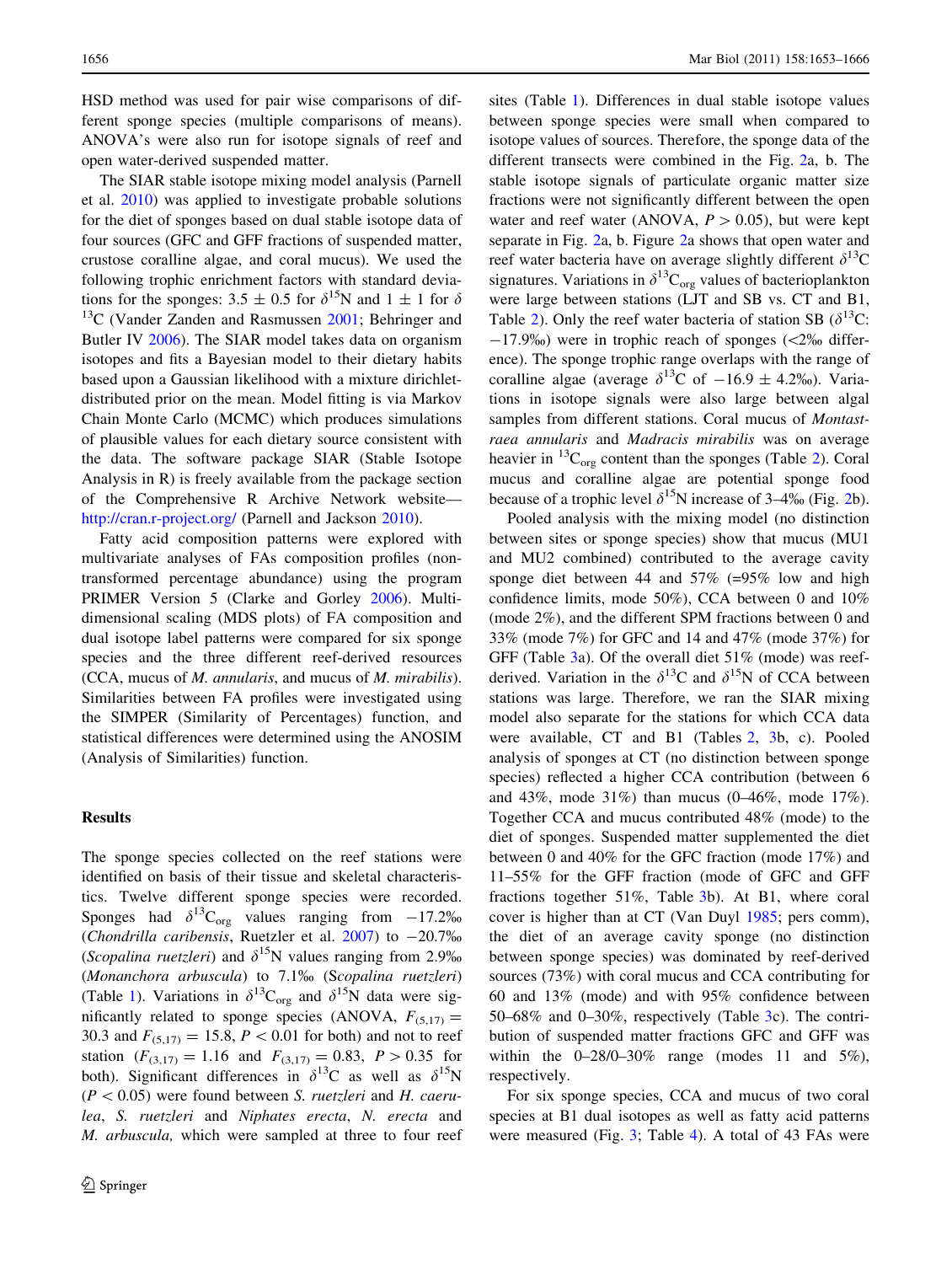HSD method was used for pair wise comparisons of different sponge species (multiple comparisons of means). ANOVA's were also run for isotope signals of reef and open water-derived suspended matter.

The SIAR stable isotope mixing model analysis (Parnell et al. 2010) was applied to investigate probable solutions for the diet of sponges based on dual stable isotope data of four sources (GFC and GFF fractions of suspended matter, crustose coralline algae, and coral mucus). We used the following trophic enrichment factors with standard deviations for the sponges: $3.5 \pm 0.5$ for $\delta^{15}$N and $1 \pm 1$ for $\delta^{13}$C (Vander Zanden and Rasmussen 2001; Behringer and Butler IV 2006). The SIAR model takes data on organism isotopes and fits a Bayesian model to their dietary habits based upon a Gaussian likelihood with a mixture dirichlet-distributed prior on the mean. Model fitting is via Markov Chain Monte Carlo (MCMC) which produces simulations of plausible values for each dietary source consistent with the data. The software package SIAR (Stable Isotope Analysis in R) is freely available from the package section of the Comprehensive R Archive Network website—http://cran.r-project.org/ (Parnell and Jackson 2010).

Fatty acid composition patterns were explored with multivariate analyses of FAs composition profiles (non-transformed percentage abundance) using the program PRIMER Version 5 (Clarke and Gorley 2006). Multi-dimensional scaling (MDS plots) of FA composition and dual isotope label patterns were compared for six sponge species and the three different reef-derived resources (CCA, mucus of *M. annularis*, and mucus of *M. mirabilis*). Similarities between FA profiles were investigated using the SIMPER (Similarity of Percentages) function, and statistical differences were determined using the ANOSIM (Analysis of Similarities) function.

## Results

The sponge species collected on the reef stations were identified on basis of their tissue and skeletal characteristics. Twelve different sponge species were recorded. Sponges had $\delta^{13}C_{org}$ values ranging from −17.2‰ (*Chondrilla caribensis*, Ruetzler et al. 2007) to −20.7‰ (*Scopalina ruetzleri*) and $\delta^{15}$N values ranging from 2.9‰ (*Monanchora arbuscula*) to 7.1‰ (*Scopalina ruetzleri*) (Table 1). Variations in $\delta^{13}C_{org}$ and $\delta^{15}$N data were significantly related to sponge species (ANOVA, $F_{(5,17)} = 30.3$ and $F_{(5,17)} = 15.8$, $P < 0.01$ for both) and not to reef station ($F_{(3,17)} = 1.16$ and $F_{(3,17)} = 0.83$, $P > 0.35$ for both). Significant differences in $\delta^{13}$C as well as $\delta^{15}$N ($P < 0.05$) were found between *S. ruetzleri* and *H. caerulea*, *S. ruetzleri* and *Niphates erecta*, *N. erecta* and *M. arbuscula,* which were sampled at three to four reef sites (Table 1). Differences in dual stable isotope values between sponge species were small when compared to isotope values of sources. Therefore, the sponge data of the different transects were combined in the Fig. 2a, b. The stable isotope signals of particulate organic matter size fractions were not significantly different between the open water and reef water (ANOVA, $P > 0.05$), but were kept separate in Fig. 2a, b. Figure 2a shows that open water and reef water bacteria have on average slightly different $\delta^{13}$C signatures. Variations in $\delta^{13}C_{org}$ values of bacterioplankton were large between stations (LJT and SB vs. CT and B1, Table 2). Only the reef water bacteria of station SB ($\delta^{13}$C: −17.9‰) were in trophic reach of sponges (<2‰ difference). The sponge trophic range overlaps with the range of coralline algae (average $\delta^{13}$C of $-16.9 \pm 4.2$‰). Variations in isotope signals were also large between algal samples from different stations. Coral mucus of *Montastraea annularis* and *Madracis mirabilis* was on average heavier in $^{13}C_{org}$ content than the sponges (Table 2). Coral mucus and coralline algae are potential sponge food because of a trophic level $\delta^{15}$N increase of 3–4‰ (Fig. 2b).

Pooled analysis with the mixing model (no distinction between sites or sponge species) show that mucus (MU1 and MU2 combined) contributed to the average cavity sponge diet between 44 and 57% (=95% low and high confidence limits, mode 50%), CCA between 0 and 10% (mode 2%), and the different SPM fractions between 0 and 33% (mode 7%) for GFC and 14 and 47% (mode 37%) for GFF (Table 3a). Of the overall diet 51% (mode) was reef-derived. Variation in the $\delta^{13}$C and $\delta^{15}$N of CCA between stations was large. Therefore, we ran the SIAR mixing model also separate for the stations for which CCA data were available, CT and B1 (Tables 2, 3b, c). Pooled analysis of sponges at CT (no distinction between sponge species) reflected a higher CCA contribution (between 6 and 43%, mode 31%) than mucus (0–46%, mode 17%). Together CCA and mucus contributed 48% (mode) to the diet of sponges. Suspended matter supplemented the diet between 0 and 40% for the GFC fraction (mode 17%) and 11–55% for the GFF fraction (mode of GFC and GFF fractions together 51%, Table 3b). At B1, where coral cover is higher than at CT (Van Duyl 1985; pers comm), the diet of an average cavity sponge (no distinction between sponge species) was dominated by reef-derived sources (73%) with coral mucus and CCA contributing for 60 and 13% (mode) and with 95% confidence between 50–68% and 0–30%, respectively (Table 3c). The contribution of suspended matter fractions GFC and GFF was within the 0–28/0–30% range (modes 11 and 5%), respectively.

For six sponge species, CCA and mucus of two coral species at B1 dual isotopes as well as fatty acid patterns were measured (Fig. 3; Table 4). A total of 43 FAs were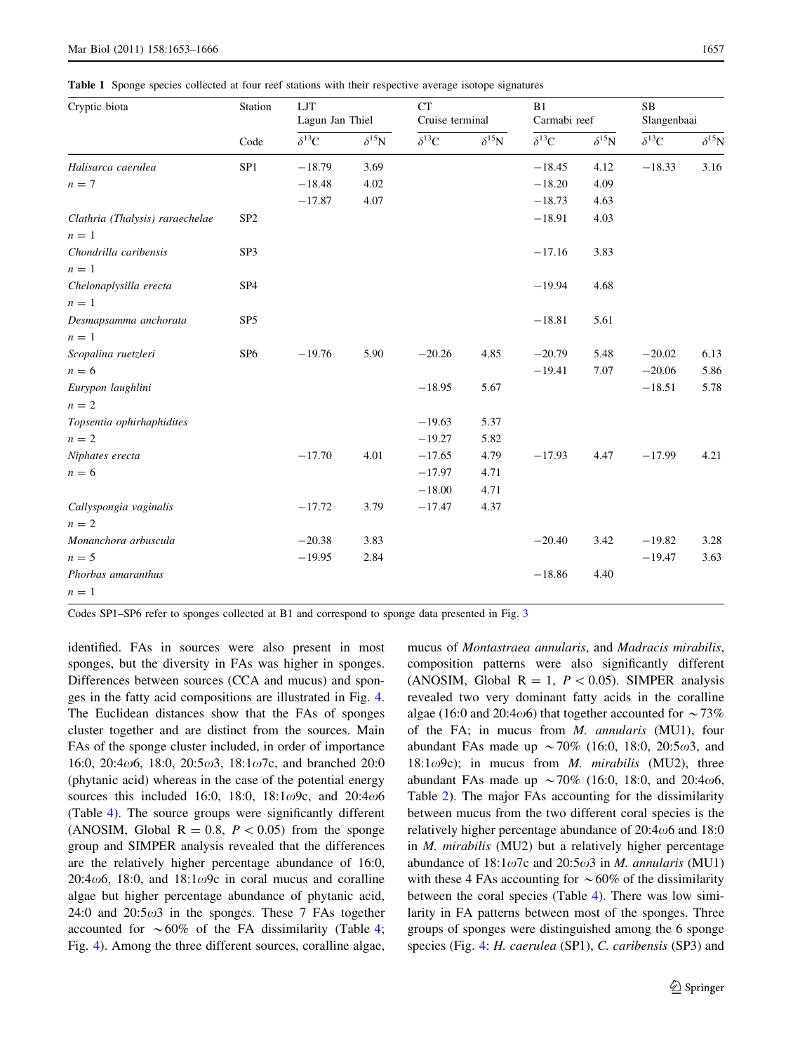**Table 1** Sponge species collected at four reef stations with their respective average isotope signatures

| Cryptic biota | Station | LJT Lagun Jan Thiel | | CT Cruise terminal | | B1 Carmabi reef | | SB Slangenbaai | |
|---|---|---|---|---|---|---|---|---|---|
| | Code | $\delta^{13}C$ | $\delta^{15}N$ | $\delta^{13}C$ | $\delta^{15}N$ | $\delta^{13}C$ | $\delta^{15}N$ | $\delta^{13}C$ | $\delta^{15}N$ |
| *Halisarca caerulea* | SP1 | −18.79 | 3.69 | | | −18.45 | 4.12 | −18.33 | 3.16 |
| $n = 7$ | | −18.48 | 4.02 | | | −18.20 | 4.09 | | |
| | | −17.87 | 4.07 | | | −18.73 | 4.63 | | |
| *Clathria (Thalysis) raraechelae* | SP2 | | | | | −18.91 | 4.03 | | |
| $n = 1$ | | | | | | | | | |
| *Chondrilla caribensis* | SP3 | | | | | −17.16 | 3.83 | | |
| $n = 1$ | | | | | | | | | |
| *Chelonaplysilla erecta* | SP4 | | | | | −19.94 | 4.68 | | |
| $n = 1$ | | | | | | | | | |
| *Desmapsamma anchorata* | SP5 | | | | | −18.81 | 5.61 | | |
| $n = 1$ | | | | | | | | | |
| *Scopalina ruetzleri* | SP6 | −19.76 | 5.90 | −20.26 | 4.85 | −20.79 | 5.48 | −20.02 | 6.13 |
| $n = 6$ | | | | | | −19.41 | 7.07 | −20.06 | 5.86 |
| *Eurypon laughlini* | | | | −18.95 | 5.67 | | | −18.51 | 5.78 |
| $n = 2$ | | | | | | | | | |
| *Topsentia ophirhaphidites* | | | | −19.63 | 5.37 | | | | |
| $n = 2$ | | | | −19.27 | 5.82 | | | | |
| *Niphates erecta* | | −17.70 | 4.01 | −17.65 | 4.79 | −17.93 | 4.47 | −17.99 | 4.21 |
| $n = 6$ | | | | −17.97 | 4.71 | | | | |
| | | | | −18.00 | 4.71 | | | | |
| *Callyspongia vaginalis* | | −17.72 | 3.79 | −17.47 | 4.37 | | | | |
| $n = 2$ | | | | | | | | | |
| *Monanchora arbuscula* | | −20.38 | 3.83 | | | −20.40 | 3.42 | −19.82 | 3.28 |
| $n = 5$ | | −19.95 | 2.84 | | | | | −19.47 | 3.63 |
| *Phorbas amaranthus* | | | | | | −18.86 | 4.40 | | |
| $n = 1$ | | | | | | | | | |

Codes SP1–SP6 refer to sponges collected at B1 and correspond to sponge data presented in Fig. 3

identified. FAs in sources were also present in most sponges, but the diversity in FAs was higher in sponges. Differences between sources (CCA and mucus) and sponges in the fatty acid compositions are illustrated in Fig. 4. The Euclidean distances show that the FAs of sponges cluster together and are distinct from the sources. Main FAs of the sponge cluster included, in order of importance 16:0, 20:4ω6, 18:0, 20:5ω3, 18:1ω7c, and branched 20:0 (phytanic acid) whereas in the case of the potential energy sources this included 16:0, 18:0, 18:1ω9c, and 20:4ω6 (Table 4). The source groups were significantly different (ANOSIM, Global R = 0.8, $P < 0.05$) from the sponge group and SIMPER analysis revealed that the differences are the relatively higher percentage abundance of 16:0, 20:4ω6, 18:0, and 18:1ω9c in coral mucus and coralline algae but higher percentage abundance of phytanic acid, 24:0 and 20:5ω3 in the sponges. These 7 FAs together accounted for ~60% of the FA dissimilarity (Table 4; Fig. 4). Among the three different sources, coralline algae, mucus of *Montastraea annularis*, and *Madracis mirabilis*, composition patterns were also significantly different (ANOSIM, Global R = 1, $P < 0.05$). SIMPER analysis revealed two very dominant fatty acids in the coralline algae (16:0 and 20:4ω6) that together accounted for ~73% of the FA; in mucus from *M. annularis* (MU1), four abundant FAs made up ~70% (16:0, 18:0, 20:5ω3, and 18:1ω9c); in mucus from *M. mirabilis* (MU2), three abundant FAs made up ~70% (16:0, 18:0, and 20:4ω6, Table 2). The major FAs accounting for the dissimilarity between mucus from the two different coral species is the relatively higher percentage abundance of 20:4ω6 and 18:0 in *M. mirabilis* (MU2) but a relatively higher percentage abundance of 18:1ω7c and 20:5ω3 in *M. annularis* (MU1) with these 4 FAs accounting for ~60% of the dissimilarity between the coral species (Table 4). There was low similarity in FA patterns between most of the sponges. Three groups of sponges were distinguished among the 6 sponge species (Fig. 4: *H. caerulea* (SP1), *C. caribensis* (SP3) and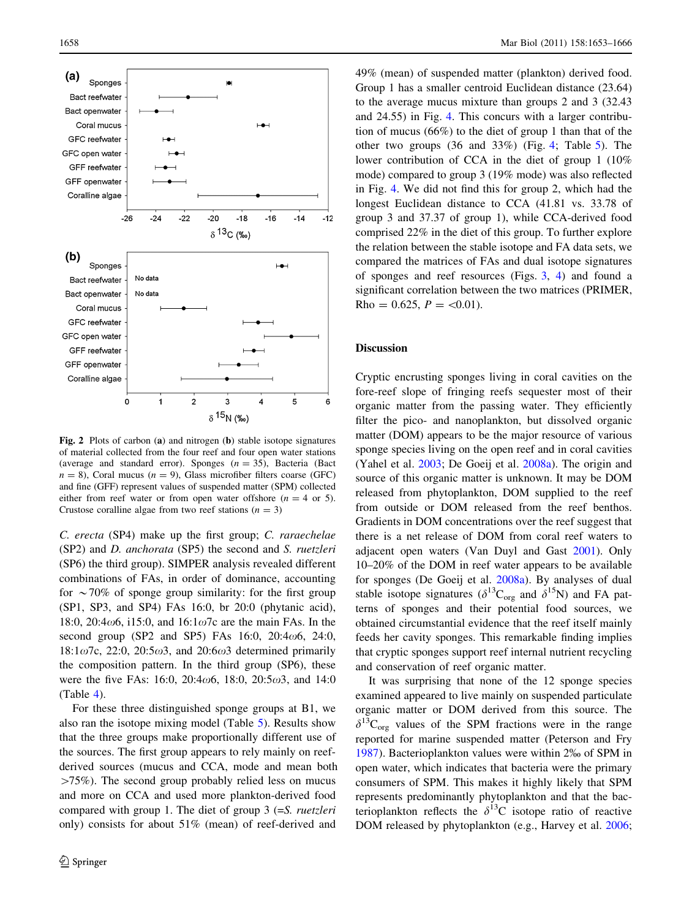(a)

Sponges
Bact reefwater
Bact openwater
Coral mucus
GFC reefwater
GFC open water
GFF reefwater
GFF openwater
Coralline algae

-26 -24 -22 -20 -18 -16 -14 -12

$\delta^{13}C$ (‰)

(b)

Sponges
Bact reefwater No data
Bact openwater No data
Coral mucus
GFC reefwater
GFC open water
GFF reefwater
GFF openwater
Coralline algae

0 1 2 3 4 5 6

$\delta^{15}N$ (‰)

**Fig. 2** Plots of carbon (**a**) and nitrogen (**b**) stable isotope signatures of material collected from the four reef and four open water stations (average and standard error). Sponges ($n = 35$), Bacteria (Bact $n = 8$), Coral mucus ($n = 9$), Glass microfiber filters coarse (GFC) and fine (GFF) represent values of suspended matter (SPM) collected either from reef water or from open water offshore ($n = 4$ or 5). Crustose coralline algae from two reef stations ($n = 3$)

*C. erecta* (SP4) make up the first group; *C. raraechelae* (SP2) and *D. anchorata* (SP5) the second and *S. ruetzleri* (SP6) the third group). SIMPER analysis revealed different combinations of FAs, in order of dominance, accounting for ~70% of sponge group similarity: for the first group (SP1, SP3, and SP4) FAs 16:0, br 20:0 (phytanic acid), 18:0, 20:4ω6, i15:0, and 16:1ω7c are the main FAs. In the second group (SP2 and SP5) FAs 16:0, 20:4ω6, 24:0, 18:1ω7c, 22:0, 20:5ω3, and 20:6ω3 determined primarily the composition pattern. In the third group (SP6), these were the five FAs: 16:0, 20:4ω6, 18:0, 20:5ω3, and 14:0 (Table 4).

For these three distinguished sponge groups at B1, we also ran the isotope mixing model (Table 5). Results show that the three groups make proportionally different use of the sources. The first group appears to rely mainly on reef-derived sources (mucus and CCA, mode and mean both >75%). The second group probably relied less on mucus and more on CCA and used more plankton-derived food compared with group 1. The diet of group 3 (=*S. ruetzleri* only) consists for about 51% (mean) of reef-derived and 49% (mean) of suspended matter (plankton) derived food. Group 1 has a smaller centroid Euclidean distance (23.64) to the average mucus mixture than groups 2 and 3 (32.43 and 24.55) in Fig. 4. This concurs with a larger contribution of mucus (66%) to the diet of group 1 than that of the other two groups (36 and 33%) (Fig. 4; Table 5). The lower contribution of CCA in the diet of group 1 (10% mode) compared to group 3 (19% mode) was also reflected in Fig. 4. We did not find this for group 2, which had the longest Euclidean distance to CCA (41.81 vs. 33.78 of group 3 and 37.37 of group 1), while CCA-derived food comprised 22% in the diet of this group. To further explore the relation between the stable isotope and FA data sets, we compared the matrices of FAs and dual isotope signatures of sponges and reef resources (Figs. 3, 4) and found a significant correlation between the two matrices (PRIMER, Rho = 0.625, $P = <0.01$).

## Discussion

Cryptic encrusting sponges living in coral cavities on the fore-reef slope of fringing reefs sequester most of their organic matter from the passing water. They efficiently filter the pico- and nanoplankton, but dissolved organic matter (DOM) appears to be the major resource of various sponge species living on the open reef and in coral cavities (Yahel et al. 2003; De Goeij et al. 2008a). The origin and source of this organic matter is unknown. It may be DOM released from phytoplankton, DOM supplied to the reef from outside or DOM released from the reef benthos. Gradients in DOM concentrations over the reef suggest that there is a net release of DOM from coral reef waters to adjacent open waters (Van Duyl and Gast 2001). Only 10–20% of the DOM in reef water appears to be available for sponges (De Goeij et al. 2008a). By analyses of dual stable isotope signatures ($\delta^{13}C_{org}$ and $\delta^{15}N$) and FA patterns of sponges and their potential food sources, we obtained circumstantial evidence that the reef itself mainly feeds her cavity sponges. This remarkable finding implies that cryptic sponges support reef internal nutrient recycling and conservation of reef organic matter.

It was surprising that none of the 12 sponge species examined appeared to live mainly on suspended particulate organic matter or DOM derived from this source. The $\delta^{13}C_{org}$ values of the SPM fractions were in the range reported for marine suspended matter (Peterson and Fry 1987). Bacterioplankton values were within 2‰ of SPM in open water, which indicates that bacteria were the primary consumers of SPM. This makes it highly likely that SPM represents predominantly phytoplankton and that the bacterioplankton reflects the $\delta^{13}C$ isotope ratio of reactive DOM released by phytoplankton (e.g., Harvey et al. 2006;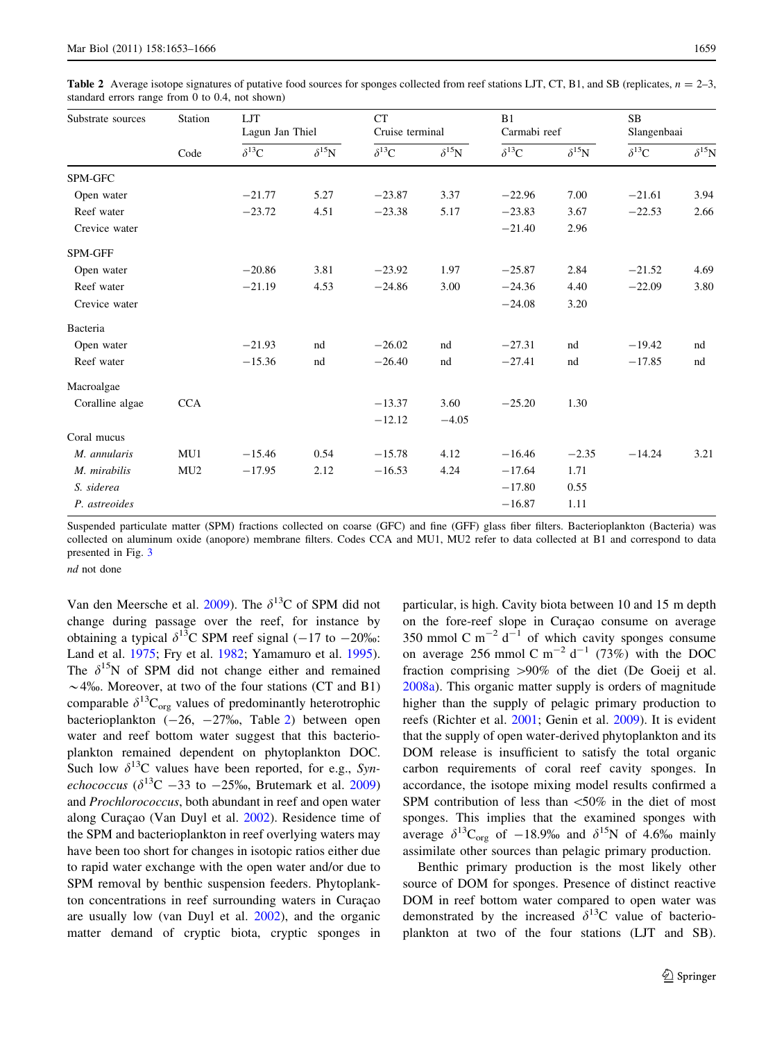**Table 2** Average isotope signatures of putative food sources for sponges collected from reef stations LJT, CT, B1, and SB (replicates, $n = 2$–3, standard errors range from 0 to 0.4, not shown)

| Substrate sources | Station | LJT Lagun Jan Thiel | | CT Cruise terminal | | B1 Carmabi reef | | SB Slangenbaai | |
|---|---|---|---|---|---|---|---|---|---|
| | Code | $\delta^{13}$C | $\delta^{15}$N | $\delta^{13}$C | $\delta^{15}$N | $\delta^{13}$C | $\delta^{15}$N | $\delta^{13}$C | $\delta^{15}$N |
| SPM-GFC | | | | | | | | | |
| Open water | | −21.77 | 5.27 | −23.87 | 3.37 | −22.96 | 7.00 | −21.61 | 3.94 |
| Reef water | | −23.72 | 4.51 | −23.38 | 5.17 | −23.83 | 3.67 | −22.53 | 2.66 |
| Crevice water | | | | | | −21.40 | 2.96 | | |
| SPM-GFF | | | | | | | | | |
| Open water | | −20.86 | 3.81 | −23.92 | 1.97 | −25.87 | 2.84 | −21.52 | 4.69 |
| Reef water | | −21.19 | 4.53 | −24.86 | 3.00 | −24.36 | 4.40 | −22.09 | 3.80 |
| Crevice water | | | | | | −24.08 | 3.20 | | |
| Bacteria | | | | | | | | | |
| Open water | | −21.93 | nd | −26.02 | nd | −27.31 | nd | −19.42 | nd |
| Reef water | | −15.36 | nd | −26.40 | nd | −27.41 | nd | −17.85 | nd |
| Macroalgae | | | | | | | | | |
| Coralline algae | CCA | | | −13.37 | 3.60 | −25.20 | 1.30 | | |
| | | | | −12.12 | −4.05 | | | | |
| Coral mucus | | | | | | | | | |
| *M. annularis* | MU1 | −15.46 | 0.54 | −15.78 | 4.12 | −16.46 | −2.35 | −14.24 | 3.21 |
| *M. mirabilis* | MU2 | −17.95 | 2.12 | −16.53 | 4.24 | −17.64 | 1.71 | | |
| *S. siderea* | | | | | | −17.80 | 0.55 | | |
| *P. astreoides* | | | | | | −16.87 | 1.11 | | |

Suspended particulate matter (SPM) fractions collected on coarse (GFC) and fine (GFF) glass fiber filters. Bacterioplankton (Bacteria) was collected on aluminum oxide (anopore) membrane filters. Codes CCA and MU1, MU2 refer to data collected at B1 and correspond to data presented in Fig. 3

*nd* not done

Van den Meersche et al. 2009). The $\delta^{13}$C of SPM did not change during passage over the reef, for instance by obtaining a typical $\delta^{13}$C SPM reef signal (−17 to −20‰: Land et al. 1975; Fry et al. 1982; Yamamuro et al. 1995). The $\delta^{15}$N of SPM did not change either and remained ~4‰. Moreover, at two of the four stations (CT and B1) comparable $\delta^{13}C_{org}$ values of predominantly heterotrophic bacterioplankton (−26, −27‰, Table 2) between open water and reef bottom water suggest that this bacterioplankton remained dependent on phytoplankton DOC. Such low $\delta^{13}$C values have been reported, for e.g., *Synechococcus* ($\delta^{13}$C −33 to −25‰, Brutemark et al. 2009) and *Prochlorococcus*, both abundant in reef and open water along Curaçao (Van Duyl et al. 2002). Residence time of the SPM and bacterioplankton in reef overlying waters may have been too short for changes in isotopic ratios either due to rapid water exchange with the open water and/or due to SPM removal by benthic suspension feeders. Phytoplankton concentrations in reef surrounding waters in Curaçao are usually low (van Duyl et al. 2002), and the organic matter demand of cryptic biota, cryptic sponges in particular, is high. Cavity biota between 10 and 15 m depth on the fore-reef slope in Curaçao consume on average 350 mmol C m$^{-2}$ d$^{-1}$ of which cavity sponges consume on average 256 mmol C m$^{-2}$ d$^{-1}$ (73%) with the DOC fraction comprising >90% of the diet (De Goeij et al. 2008a). This organic matter supply is orders of magnitude higher than the supply of pelagic primary production to reefs (Richter et al. 2001; Genin et al. 2009). It is evident that the supply of open water-derived phytoplankton and its DOM release is insufficient to satisfy the total organic carbon requirements of coral reef cavity sponges. In accordance, the isotope mixing model results confirmed a SPM contribution of less than <50% in the diet of most sponges. This implies that the examined sponges with average $\delta^{13}C_{org}$ of −18.9‰ and $\delta^{15}$N of 4.6‰ mainly assimilate other sources than pelagic primary production.

Benthic primary production is the most likely other source of DOM for sponges. Presence of distinct reactive DOM in reef bottom water compared to open water was demonstrated by the increased $\delta^{13}$C value of bacterioplankton at two of the four stations (LJT and SB).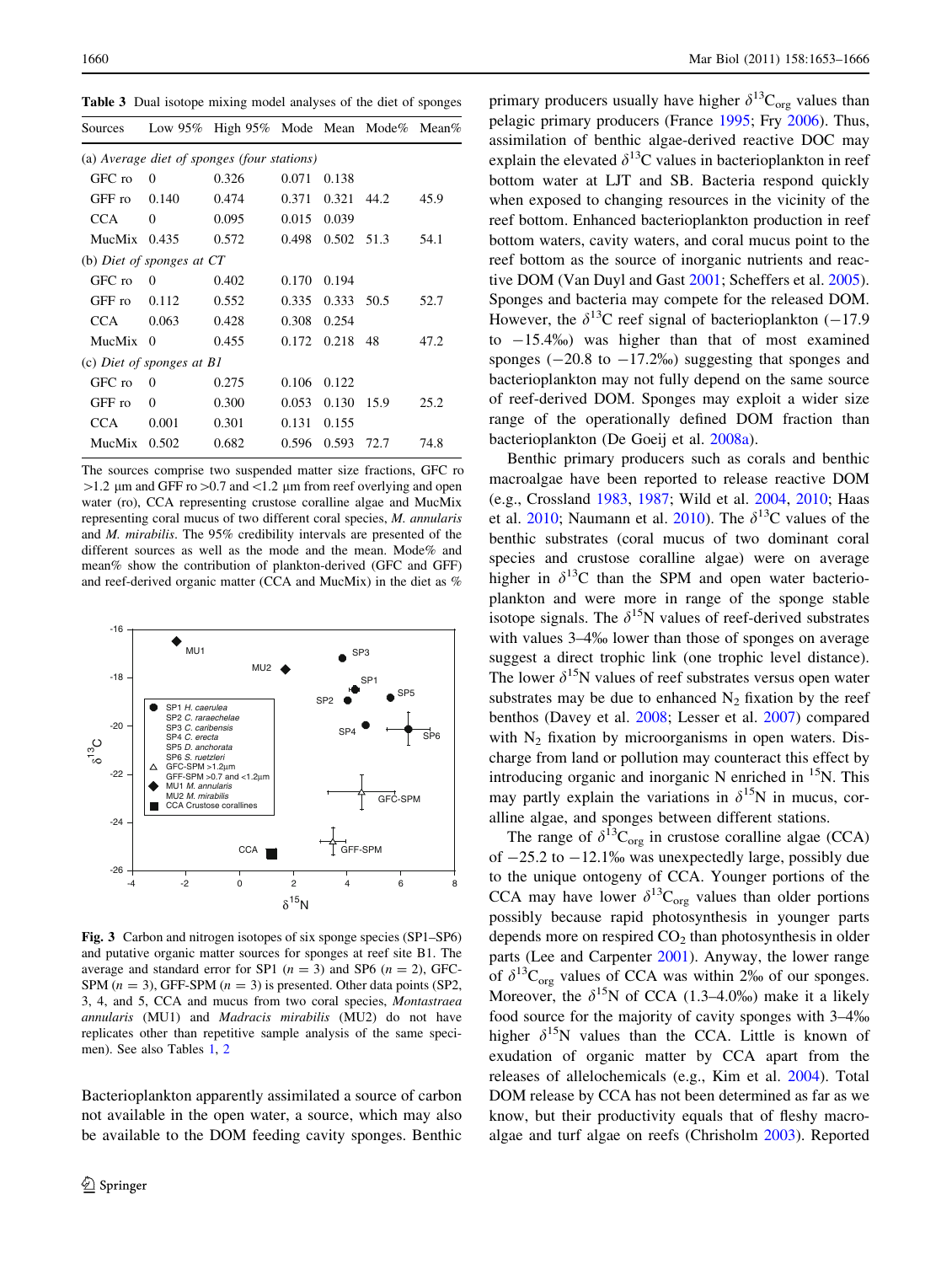**Table 3** Dual isotope mixing model analyses of the diet of sponges

| Sources | Low 95% | High 95% | Mode | Mean | Mode% | Mean% |
|---|---|---|---|---|---|---|
| (a) *Average diet of sponges (four stations)* | | | | | | |
| GFC ro | 0 | 0.326 | 0.071 | 0.138 | | |
| GFF ro | 0.140 | 0.474 | 0.371 | 0.321 | 44.2 | 45.9 |
| CCA | 0 | 0.095 | 0.015 | 0.039 | | |
| MucMix | 0.435 | 0.572 | 0.498 | 0.502 | 51.3 | 54.1 |
| (b) *Diet of sponges at CT* | | | | | | |
| GFC ro | 0 | 0.402 | 0.170 | 0.194 | | |
| GFF ro | 0.112 | 0.552 | 0.335 | 0.333 | 50.5 | 52.7 |
| CCA | 0.063 | 0.428 | 0.308 | 0.254 | | |
| MucMix | 0 | 0.455 | 0.172 | 0.218 | 48 | 47.2 |
| (c) *Diet of sponges at B1* | | | | | | |
| GFC ro | 0 | 0.275 | 0.106 | 0.122 | | |
| GFF ro | 0 | 0.300 | 0.053 | 0.130 | 15.9 | 25.2 |
| CCA | 0.001 | 0.301 | 0.131 | 0.155 | | |
| MucMix | 0.502 | 0.682 | 0.596 | 0.593 | 72.7 | 74.8 |

The sources comprise two suspended matter size fractions, GFC ro >1.2 μm and GFF ro >0.7 and <1.2 μm from reef overlying and open water (ro), CCA representing crustose coralline algae and MucMix representing coral mucus of two different coral species, *M. annularis* and *M. mirabilis*. The 95% credibility intervals are presented of the different sources as well as the mode and the mean. Mode% and mean% show the contribution of plankton-derived (GFC and GFF) and reef-derived organic matter (CCA and MucMix) in the diet as %

**Fig. 3** Carbon and nitrogen isotopes of six sponge species (SP1–SP6) and putative organic matter sources for sponges at reef site B1. The average and standard error for SP1 ($n = 3$) and SP6 ($n = 2$), GFC-SPM ($n = 3$), GFF-SPM ($n = 3$) is presented. Other data points (SP2, 3, 4, and 5, CCA and mucus from two coral species, *Montastraea annularis* (MU1) and *Madracis mirabilis* (MU2) do not have replicates other than repetitive sample analysis of the same specimen). See also Tables 1, 2

Bacterioplankton apparently assimilated a source of carbon not available in the open water, a source, which may also be available to the DOM feeding cavity sponges. Benthic primary producers usually have higher $\delta^{13}C_{org}$ values than pelagic primary producers (France 1995; Fry 2006). Thus, assimilation of benthic algae-derived reactive DOC may explain the elevated $\delta^{13}C$ values in bacterioplankton in reef bottom water at LJT and SB. Bacteria respond quickly when exposed to changing resources in the vicinity of the reef bottom. Enhanced bacterioplankton production in reef bottom waters, cavity waters, and coral mucus point to the reef bottom as the source of inorganic nutrients and reactive DOM (Van Duyl and Gast 2001; Scheffers et al. 2005). Sponges and bacteria may compete for the released DOM. However, the $\delta^{13}C$ reef signal of bacterioplankton (−17.9 to −15.4‰) was higher than that of most examined sponges (−20.8 to −17.2‰) suggesting that sponges and bacterioplankton may not fully depend on the same source of reef-derived DOM. Sponges may exploit a wider size range of the operationally defined DOM fraction than bacterioplankton (De Goeij et al. 2008a).

Benthic primary producers such as corals and benthic macroalgae have been reported to release reactive DOM (e.g., Crossland 1983, 1987; Wild et al. 2004, 2010; Haas et al. 2010; Naumann et al. 2010). The $\delta^{13}C$ values of the benthic substrates (coral mucus of two dominant coral species and crustose coralline algae) were on average higher in $\delta^{13}C$ than the SPM and open water bacterioplankton and were more in range of the sponge stable isotope signals. The $\delta^{15}N$ values of reef-derived substrates with values 3–4‰ lower than those of sponges on average suggest a direct trophic link (one trophic level distance). The lower $\delta^{15}N$ values of reef substrates versus open water substrates may be due to enhanced $N_2$ fixation by the reef benthos (Davey et al. 2008; Lesser et al. 2007) compared with $N_2$ fixation by microorganisms in open waters. Discharge from land or pollution may counteract this effect by introducing organic and inorganic N enriched in $^{15}N$. This may partly explain the variations in $\delta^{15}N$ in mucus, coralline algae, and sponges between different stations.

The range of $\delta^{13}C_{org}$ in crustose coralline algae (CCA) of −25.2 to −12.1‰ was unexpectedly large, possibly due to the unique ontogeny of CCA. Younger portions of the CCA may have lower $\delta^{13}C_{org}$ values than older portions possibly because rapid photosynthesis in younger parts depends more on respired $CO_2$ than photosynthesis in older parts (Lee and Carpenter 2001). Anyway, the lower range of $\delta^{13}C_{org}$ values of CCA was within 2‰ of our sponges. Moreover, the $\delta^{15}N$ of CCA (1.3–4.0‰) make it a likely food source for the majority of cavity sponges with 3–4‰ higher $\delta^{15}N$ values than the CCA. Little is known of exudation of organic matter by CCA apart from the releases of allelochemicals (e.g., Kim et al. 2004). Total DOM release by CCA has not been determined as far as we know, but their productivity equals that of fleshy macroalgae and turf algae on reefs (Chrisholm 2003). Reported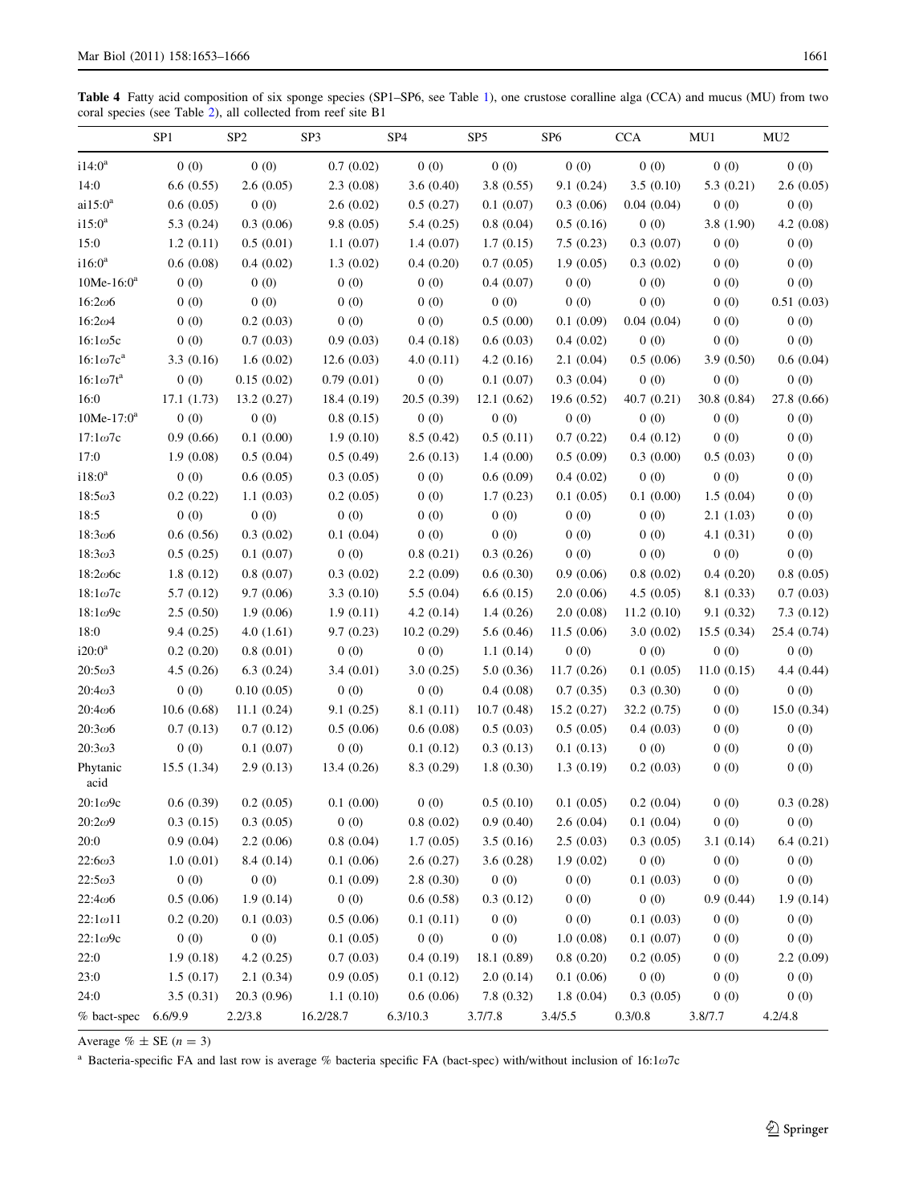**Table 4** Fatty acid composition of six sponge species (SP1–SP6, see Table 1), one crustose coralline alga (CCA) and mucus (MU) from two coral species (see Table 2), all collected from reef site B1

| | SP1 | SP2 | SP3 | SP4 | SP5 | SP6 | CCA | MU1 | MU2 |
|---|---|---|---|---|---|---|---|---|---|
| i14:0[a] | 0 (0) | 0 (0) | 0.7 (0.02) | 0 (0) | 0 (0) | 0 (0) | 0 (0) | 0 (0) | 0 (0) |
| 14:0 | 6.6 (0.55) | 2.6 (0.05) | 2.3 (0.08) | 3.6 (0.40) | 3.8 (0.55) | 9.1 (0.24) | 3.5 (0.10) | 5.3 (0.21) | 2.6 (0.05) |
| ai15:0[a] | 0.6 (0.05) | 0 (0) | 2.6 (0.02) | 0.5 (0.27) | 0.1 (0.07) | 0.3 (0.06) | 0.04 (0.04) | 0 (0) | 0 (0) |
| i15:0[a] | 5.3 (0.24) | 0.3 (0.06) | 9.8 (0.05) | 5.4 (0.25) | 0.8 (0.04) | 0.5 (0.16) | 0 (0) | 3.8 (1.90) | 4.2 (0.08) |
| 15:0 | 1.2 (0.11) | 0.5 (0.01) | 1.1 (0.07) | 1.4 (0.07) | 1.7 (0.15) | 7.5 (0.23) | 0.3 (0.07) | 0 (0) | 0 (0) |
| i16:0[a] | 0.6 (0.08) | 0.4 (0.02) | 1.3 (0.02) | 0.4 (0.20) | 0.7 (0.05) | 1.9 (0.05) | 0.3 (0.02) | 0 (0) | 0 (0) |
| 10Me-16:0[a] | 0 (0) | 0 (0) | 0 (0) | 0 (0) | 0.4 (0.07) | 0 (0) | 0 (0) | 0 (0) | 0 (0) |
| 16:2ω6 | 0 (0) | 0 (0) | 0 (0) | 0 (0) | 0 (0) | 0 (0) | 0 (0) | 0 (0) | 0.51 (0.03) |
| 16:2ω4 | 0 (0) | 0.2 (0.03) | 0 (0) | 0 (0) | 0.5 (0.00) | 0.1 (0.09) | 0.04 (0.04) | 0 (0) | 0 (0) |
| 16:1ω5c | 0 (0) | 0.7 (0.03) | 0.9 (0.03) | 0.4 (0.18) | 0.6 (0.03) | 0.4 (0.02) | 0 (0) | 0 (0) | 0 (0) |
| 16:1ω7c[a] | 3.3 (0.16) | 1.6 (0.02) | 12.6 (0.03) | 4.0 (0.11) | 4.2 (0.16) | 2.1 (0.04) | 0.5 (0.06) | 3.9 (0.50) | 0.6 (0.04) |
| 16:1ω7t[a] | 0 (0) | 0.15 (0.02) | 0.79 (0.01) | 0 (0) | 0.1 (0.07) | 0.3 (0.04) | 0 (0) | 0 (0) | 0 (0) |
| 16:0 | 17.1 (1.73) | 13.2 (0.27) | 18.4 (0.19) | 20.5 (0.39) | 12.1 (0.62) | 19.6 (0.52) | 40.7 (0.21) | 30.8 (0.84) | 27.8 (0.66) |
| 10Me-17:0[a] | 0 (0) | 0 (0) | 0.8 (0.15) | 0 (0) | 0 (0) | 0 (0) | 0 (0) | 0 (0) | 0 (0) |
| 17:1ω7c | 0.9 (0.66) | 0.1 (0.00) | 1.9 (0.10) | 8.5 (0.42) | 0.5 (0.11) | 0.7 (0.22) | 0.4 (0.12) | 0 (0) | 0 (0) |
| 17:0 | 1.9 (0.08) | 0.5 (0.04) | 0.5 (0.49) | 2.6 (0.13) | 1.4 (0.00) | 0.5 (0.09) | 0.3 (0.00) | 0.5 (0.03) | 0 (0) |
| i18:0[a] | 0 (0) | 0.6 (0.05) | 0.3 (0.05) | 0 (0) | 0.6 (0.09) | 0.4 (0.02) | 0 (0) | 0 (0) | 0 (0) |
| 18:5ω3 | 0.2 (0.22) | 1.1 (0.03) | 0.2 (0.05) | 0 (0) | 1.7 (0.23) | 0.1 (0.05) | 0.1 (0.00) | 1.5 (0.04) | 0 (0) |
| 18:5 | 0 (0) | 0 (0) | 0 (0) | 0 (0) | 0 (0) | 0 (0) | 0 (0) | 2.1 (1.03) | 0 (0) |
| 18:3ω6 | 0.6 (0.56) | 0.3 (0.02) | 0.1 (0.04) | 0 (0) | 0 (0) | 0 (0) | 0 (0) | 4.1 (0.31) | 0 (0) |
| 18:3ω3 | 0.5 (0.25) | 0.1 (0.07) | 0 (0) | 0.8 (0.21) | 0.3 (0.26) | 0 (0) | 0 (0) | 0 (0) | 0 (0) |
| 18:2ω6c | 1.8 (0.12) | 0.8 (0.07) | 0.3 (0.02) | 2.2 (0.09) | 0.6 (0.30) | 0.9 (0.06) | 0.8 (0.02) | 0.4 (0.20) | 0.8 (0.05) |
| 18:1ω7c | 5.7 (0.12) | 9.7 (0.06) | 3.3 (0.10) | 5.5 (0.04) | 6.6 (0.15) | 2.0 (0.06) | 4.5 (0.05) | 8.1 (0.33) | 0.7 (0.03) |
| 18:1ω9c | 2.5 (0.50) | 1.9 (0.06) | 1.9 (0.11) | 4.2 (0.14) | 1.4 (0.26) | 2.0 (0.08) | 11.2 (0.10) | 9.1 (0.32) | 7.3 (0.12) |
| 18:0 | 9.4 (0.25) | 4.0 (1.61) | 9.7 (0.23) | 10.2 (0.29) | 5.6 (0.46) | 11.5 (0.06) | 3.0 (0.02) | 15.5 (0.34) | 25.4 (0.74) |
| i20:0[a] | 0.2 (0.20) | 0.8 (0.01) | 0 (0) | 0 (0) | 1.1 (0.14) | 0 (0) | 0 (0) | 0 (0) | 0 (0) |
| 20:5ω3 | 4.5 (0.26) | 6.3 (0.24) | 3.4 (0.01) | 3.0 (0.25) | 5.0 (0.36) | 11.7 (0.26) | 0.1 (0.05) | 11.0 (0.15) | 4.4 (0.44) |
| 20:4ω3 | 0 (0) | 0.10 (0.05) | 0 (0) | 0 (0) | 0.4 (0.08) | 0.7 (0.35) | 0.3 (0.30) | 0 (0) | 0 (0) |
| 20:4ω6 | 10.6 (0.68) | 11.1 (0.24) | 9.1 (0.25) | 8.1 (0.11) | 10.7 (0.48) | 15.2 (0.27) | 32.2 (0.75) | 0 (0) | 15.0 (0.34) |
| 20:3ω6 | 0.7 (0.13) | 0.7 (0.12) | 0.5 (0.06) | 0.6 (0.08) | 0.5 (0.03) | 0.5 (0.05) | 0.4 (0.03) | 0 (0) | 0 (0) |
| 20:3ω3 | 0 (0) | 0.1 (0.07) | 0 (0) | 0.1 (0.12) | 0.3 (0.13) | 0.1 (0.13) | 0 (0) | 0 (0) | 0 (0) |
| Phytanic acid | 15.5 (1.34) | 2.9 (0.13) | 13.4 (0.26) | 8.3 (0.29) | 1.8 (0.30) | 1.3 (0.19) | 0.2 (0.03) | 0 (0) | 0 (0) |
| 20:1ω9c | 0.6 (0.39) | 0.2 (0.05) | 0.1 (0.00) | 0 (0) | 0.5 (0.10) | 0.1 (0.05) | 0.2 (0.04) | 0 (0) | 0.3 (0.28) |
| 20:2ω9 | 0.3 (0.15) | 0.3 (0.05) | 0 (0) | 0.8 (0.02) | 0.9 (0.40) | 2.6 (0.04) | 0.1 (0.04) | 0 (0) | 0 (0) |
| 20:0 | 0.9 (0.04) | 2.2 (0.06) | 0.8 (0.04) | 1.7 (0.05) | 3.5 (0.16) | 2.5 (0.03) | 0.3 (0.05) | 3.1 (0.14) | 6.4 (0.21) |
| 22:6ω3 | 1.0 (0.01) | 8.4 (0.14) | 0.1 (0.06) | 2.6 (0.27) | 3.6 (0.28) | 1.9 (0.02) | 0 (0) | 0 (0) | 0 (0) |
| 22:5ω3 | 0 (0) | 0 (0) | 0.1 (0.09) | 2.8 (0.30) | 0 (0) | 0 (0) | 0.1 (0.03) | 0 (0) | 0 (0) |
| 22:4ω6 | 0.5 (0.06) | 1.9 (0.14) | 0 (0) | 0.6 (0.58) | 0.3 (0.12) | 0 (0) | 0 (0) | 0.9 (0.44) | 1.9 (0.14) |
| 22:1ω11 | 0.2 (0.20) | 0.1 (0.03) | 0.5 (0.06) | 0.1 (0.11) | 0 (0) | 0 (0) | 0.1 (0.03) | 0 (0) | 0 (0) |
| 22:1ω9c | 0 (0) | 0 (0) | 0.1 (0.05) | 0 (0) | 0 (0) | 1.0 (0.08) | 0.1 (0.07) | 0 (0) | 0 (0) |
| 22:0 | 1.9 (0.18) | 4.2 (0.25) | 0.7 (0.03) | 0.4 (0.19) | 18.1 (0.89) | 0.8 (0.20) | 0.2 (0.05) | 0 (0) | 2.2 (0.09) |
| 23:0 | 1.5 (0.17) | 2.1 (0.34) | 0.9 (0.05) | 0.1 (0.12) | 2.0 (0.14) | 0.1 (0.06) | 0 (0) | 0 (0) | 0 (0) |
| 24:0 | 3.5 (0.31) | 20.3 (0.96) | 1.1 (0.10) | 0.6 (0.06) | 7.8 (0.32) | 1.8 (0.04) | 0.3 (0.05) | 0 (0) | 0 (0) |
| % bact-spec | 6.6/9.9 | 2.2/3.8 | 16.2/28.7 | 6.3/10.3 | 3.7/7.8 | 3.4/5.5 | 0.3/0.8 | 3.8/7.7 | 4.2/4.8 |

Average % ± SE ($n = 3$)

[a] Bacteria-specific FA and last row is average % bacteria specific FA (bact-spec) with/without inclusion of 16:1ω7c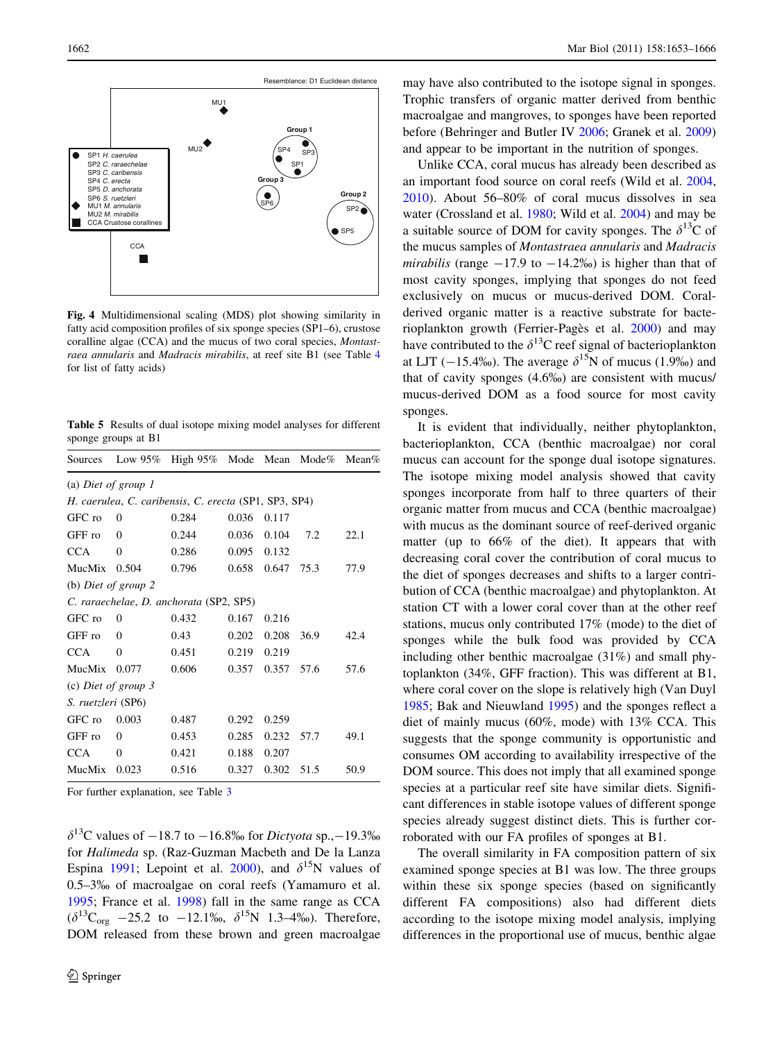Resemblance: D1 Euclidean distance

MU1

MU2

Group 1

SP4 SP3

SP1

Group 3

SP6

Group 2

SP2

SP5

CCA

SP1 *H. caerulea*
SP2 *C. raraechelae*
SP3 *C. caribensis*
SP4 *C. erecta*
SP5 *D. anchorata*
SP6 *S. ruetzleri*
MU1 *M. annularis*
MU2 *M. mirabilis*
CCA Crustose corallines

**Fig. 4** Multidimensional scaling (MDS) plot showing similarity in fatty acid composition profiles of six sponge species (SP1–6), crustose coralline algae (CCA) and the mucus of two coral species, *Montastraea annularis* and *Madracis mirabilis*, at reef site B1 (see Table 4 for list of fatty acids)

**Table 5** Results of dual isotope mixing model analyses for different sponge groups at B1

| Sources | Low 95% | High 95% | Mode | Mean | Mode% | Mean% |
|---|---|---|---|---|---|---|
| (a) *Diet of group 1* | | | | | | |
| *H. caerulea*, *C. caribensis*, *C. erecta* (SP1, SP3, SP4) | | | | | | |
| GFC ro | 0 | 0.284 | 0.036 | 0.117 | | |
| GFF ro | 0 | 0.244 | 0.036 | 0.104 | 7.2 | 22.1 |
| CCA | 0 | 0.286 | 0.095 | 0.132 | | |
| MucMix | 0.504 | 0.796 | 0.658 | 0.647 | 75.3 | 77.9 |
| (b) *Diet of group 2* | | | | | | |
| *C. raraechelae*, *D. anchorata* (SP2, SP5) | | | | | | |
| GFC ro | 0 | 0.432 | 0.167 | 0.216 | | |
| GFF ro | 0 | 0.43 | 0.202 | 0.208 | 36.9 | 42.4 |
| CCA | 0 | 0.451 | 0.219 | 0.219 | | |
| MucMix | 0.077 | 0.606 | 0.357 | 0.357 | 57.6 | 57.6 |
| (c) *Diet of group 3* | | | | | | |
| *S. ruetzleri* (SP6) | | | | | | |
| GFC ro | 0.003 | 0.487 | 0.292 | 0.259 | | |
| GFF ro | 0 | 0.453 | 0.285 | 0.232 | 57.7 | 49.1 |
| CCA | 0 | 0.421 | 0.188 | 0.207 | | |
| MucMix | 0.023 | 0.516 | 0.327 | 0.302 | 51.5 | 50.9 |

For further explanation, see Table 3

$\delta^{13}$C values of −18.7 to −16.8‰ for *Dictyota* sp.,−19.3‰ for *Halimeda* sp. (Raz-Guzman Macbeth and De la Lanza Espina 1991; Lepoint et al. 2000), and $\delta^{15}$N values of 0.5–3‰ of macroalgae on coral reefs (Yamamuro et al. 1995; France et al. 1998) fall in the same range as CCA ($\delta^{13}C_{org}$ −25.2 to −12.1‰, $\delta^{15}$N 1.3–4‰). Therefore, DOM released from these brown and green macroalgae may have also contributed to the isotope signal in sponges. Trophic transfers of organic matter derived from benthic macroalgae and mangroves, to sponges have been reported before (Behringer and Butler IV 2006; Granek et al. 2009) and appear to be important in the nutrition of sponges.

Unlike CCA, coral mucus has already been described as an important food source on coral reefs (Wild et al. 2004, 2010). About 56–80% of coral mucus dissolves in sea water (Crossland et al. 1980; Wild et al. 2004) and may be a suitable source of DOM for cavity sponges. The $\delta^{13}$C of the mucus samples of *Montastraea annularis* and *Madracis mirabilis* (range −17.9 to −14.2‰) is higher than that of most cavity sponges, implying that sponges do not feed exclusively on mucus or mucus-derived DOM. Coral-derived organic matter is a reactive substrate for bacterioplankton growth (Ferrier-Pagès et al. 2000) and may have contributed to the $\delta^{13}$C reef signal of bacterioplankton at LJT (−15.4‰). The average $\delta^{15}$N of mucus (1.9‰) and that of cavity sponges (4.6‰) are consistent with mucus/mucus-derived DOM as a food source for most cavity sponges.

It is evident that individually, neither phytoplankton, bacterioplankton, CCA (benthic macroalgae) nor coral mucus can account for the sponge dual isotope signatures. The isotope mixing model analysis showed that cavity sponges incorporate from half to three quarters of their organic matter from mucus and CCA (benthic macroalgae) with mucus as the dominant source of reef-derived organic matter (up to 66% of the diet). It appears that with decreasing coral cover the contribution of coral mucus to the diet of sponges decreases and shifts to a larger contribution of CCA (benthic macroalgae) and phytoplankton. At station CT with a lower coral cover than at the other reef stations, mucus only contributed 17% (mode) to the diet of sponges while the bulk food was provided by CCA including other benthic macroalgae (31%) and small phytoplankton (34%, GFF fraction). This was different at B1, where coral cover on the slope is relatively high (Van Duyl 1985; Bak and Nieuwland 1995) and the sponges reflect a diet of mainly mucus (60%, mode) with 13% CCA. This suggests that the sponge community is opportunistic and consumes OM according to availability irrespective of the DOM source. This does not imply that all examined sponge species at a particular reef site have similar diets. Significant differences in stable isotope values of different sponge species already suggest distinct diets. This is further corroborated with our FA profiles of sponges at B1.

The overall similarity in FA composition pattern of six examined sponge species at B1 was low. The three groups within these six sponge species (based on significantly different FA compositions) also had different diets according to the isotope mixing model analysis, implying differences in the proportional use of mucus, benthic algae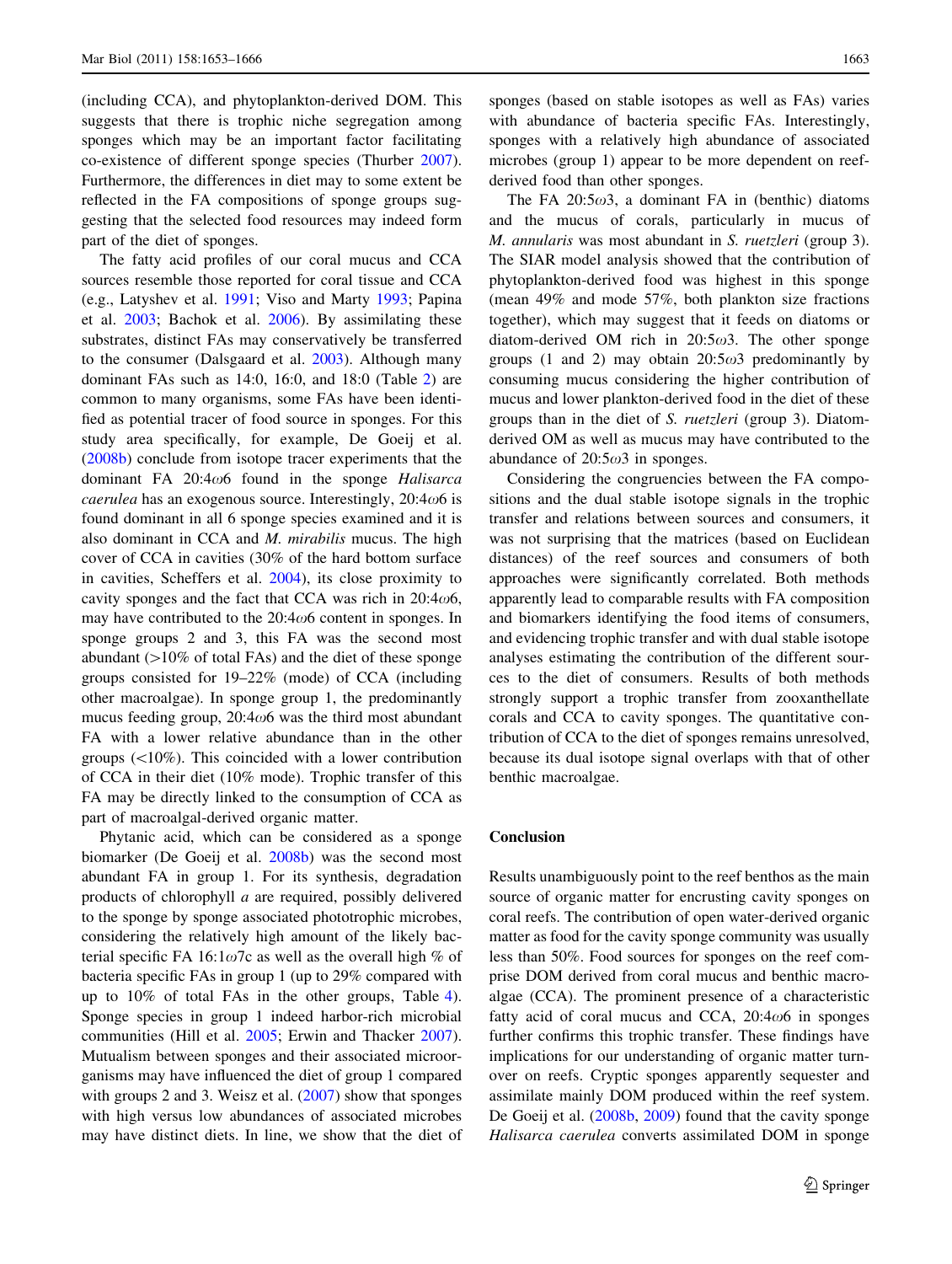(including CCA), and phytoplankton-derived DOM. This suggests that there is trophic niche segregation among sponges which may be an important factor facilitating co-existence of different sponge species (Thurber 2007). Furthermore, the differences in diet may to some extent be reflected in the FA compositions of sponge groups suggesting that the selected food resources may indeed form part of the diet of sponges.

The fatty acid profiles of our coral mucus and CCA sources resemble those reported for coral tissue and CCA (e.g., Latyshev et al. 1991; Viso and Marty 1993; Papina et al. 2003; Bachok et al. 2006). By assimilating these substrates, distinct FAs may conservatively be transferred to the consumer (Dalsgaard et al. 2003). Although many dominant FAs such as 14:0, 16:0, and 18:0 (Table 2) are common to many organisms, some FAs have been identified as potential tracer of food source in sponges. For this study area specifically, for example, De Goeij et al. (2008b) conclude from isotope tracer experiments that the dominant FA 20:4ω6 found in the sponge *Halisarca caerulea* has an exogenous source. Interestingly, 20:4ω6 is found dominant in all 6 sponge species examined and it is also dominant in CCA and *M. mirabilis* mucus. The high cover of CCA in cavities (30% of the hard bottom surface in cavities, Scheffers et al. 2004), its close proximity to cavity sponges and the fact that CCA was rich in 20:4ω6, may have contributed to the 20:4ω6 content in sponges. In sponge groups 2 and 3, this FA was the second most abundant (>10% of total FAs) and the diet of these sponge groups consisted for 19–22% (mode) of CCA (including other macroalgae). In sponge group 1, the predominantly mucus feeding group, 20:4ω6 was the third most abundant FA with a lower relative abundance than in the other groups (<10%). This coincided with a lower contribution of CCA in their diet (10% mode). Trophic transfer of this FA may be directly linked to the consumption of CCA as part of macroalgal-derived organic matter.

Phytanic acid, which can be considered as a sponge biomarker (De Goeij et al. 2008b) was the second most abundant FA in group 1. For its synthesis, degradation products of chlorophyll *a* are required, possibly delivered to the sponge by sponge associated phototrophic microbes, considering the relatively high amount of the likely bacterial specific FA 16:1ω7c as well as the overall high % of bacteria specific FAs in group 1 (up to 29% compared with up to 10% of total FAs in the other groups, Table 4). Sponge species in group 1 indeed harbor-rich microbial communities (Hill et al. 2005; Erwin and Thacker 2007). Mutualism between sponges and their associated microorganisms may have influenced the diet of group 1 compared with groups 2 and 3. Weisz et al. (2007) show that sponges with high versus low abundances of associated microbes may have distinct diets. In line, we show that the diet of sponges (based on stable isotopes as well as FAs) varies with abundance of bacteria specific FAs. Interestingly, sponges with a relatively high abundance of associated microbes (group 1) appear to be more dependent on reef-derived food than other sponges.

The FA 20:5ω3, a dominant FA in (benthic) diatoms and the mucus of corals, particularly in mucus of *M. annularis* was most abundant in *S. ruetzleri* (group 3). The SIAR model analysis showed that the contribution of phytoplankton-derived food was highest in this sponge (mean 49% and mode 57%, both plankton size fractions together), which may suggest that it feeds on diatoms or diatom-derived OM rich in 20:5ω3. The other sponge groups (1 and 2) may obtain 20:5ω3 predominantly by consuming mucus considering the higher contribution of mucus and lower plankton-derived food in the diet of these groups than in the diet of *S. ruetzleri* (group 3). Diatom-derived OM as well as mucus may have contributed to the abundance of 20:5ω3 in sponges.

Considering the congruencies between the FA compositions and the dual stable isotope signals in the trophic transfer and relations between sources and consumers, it was not surprising that the matrices (based on Euclidean distances) of the reef sources and consumers of both approaches were significantly correlated. Both methods apparently lead to comparable results with FA composition and biomarkers identifying the food items of consumers, and evidencing trophic transfer and with dual stable isotope analyses estimating the contribution of the different sources to the diet of consumers. Results of both methods strongly support a trophic transfer from zooxanthellate corals and CCA to cavity sponges. The quantitative contribution of CCA to the diet of sponges remains unresolved, because its dual isotope signal overlaps with that of other benthic macroalgae.

## Conclusion

Results unambiguously point to the reef benthos as the main source of organic matter for encrusting cavity sponges on coral reefs. The contribution of open water-derived organic matter as food for the cavity sponge community was usually less than 50%. Food sources for sponges on the reef comprise DOM derived from coral mucus and benthic macroalgae (CCA). The prominent presence of a characteristic fatty acid of coral mucus and CCA, 20:4ω6 in sponges further confirms this trophic transfer. These findings have implications for our understanding of organic matter turnover on reefs. Cryptic sponges apparently sequester and assimilate mainly DOM produced within the reef system. De Goeij et al. (2008b, 2009) found that the cavity sponge *Halisarca caerulea* converts assimilated DOM in sponge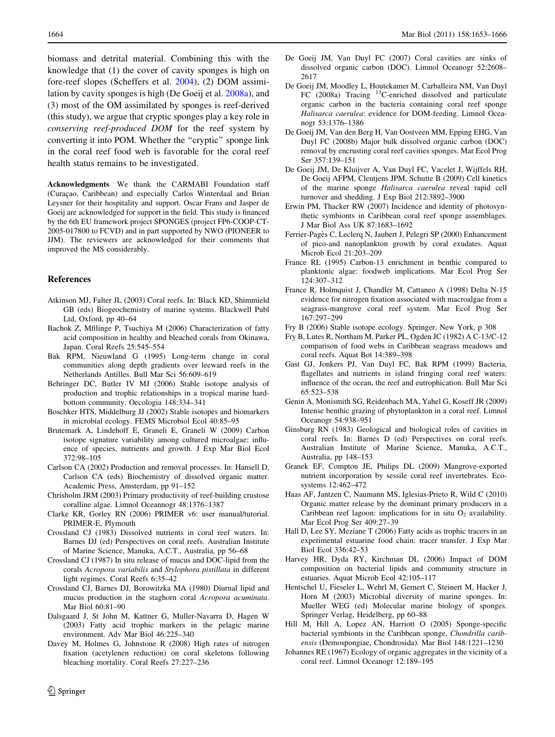biomass and detrital material. Combining this with the knowledge that (1) the cover of cavity sponges is high on fore-reef slopes (Scheffers et al. 2004), (2) DOM assimilation by cavity sponges is high (De Goeij et al. 2008a), and (3) most of the OM assimilated by sponges is reef-derived (this study), we argue that cryptic sponges play a key role in *conserving reef-produced DOM* for the reef system by converting it into POM. Whether the "cryptic" sponge link in the coral reef food web is favorable for the coral reef health status remains to be investigated.

**Acknowledgments** We thank the CARMABI Foundation staff (Curaçao, Caribbean) and especially Carlos Winterdaal and Brian Leysner for their hospitality and support. Oscar Frans and Jasper de Goeij are acknowledged for support in the field. This study is financed by the 6th EU framework project SPONGES (project FP6-COOP-CT-2005-017800 to FCVD) and in part supported by NWO (PIONEER to JJM). The reviewers are acknowledged for their comments that improved the MS considerably.

## References

- Atkinson MJ, Falter JL (2003) Coral reefs. In: Black KD, Shimmield GB (eds) Biogeochemistry of marine systems. Blackwell Publ Ltd, Oxford, pp 40–64
- Bachok Z, Mfilinge P, Tsuchiya M (2006) Characterization of fatty acid composition in healthy and bleached corals from Okinawa, Japan. Coral Reefs 25:545–554
- Bak RPM, Nieuwland G (1995) Long-term change in coral communities along depth gradients over leeward reefs in the Netherlands Antilles. Bull Mar Sci 56:609–619
- Behringer DC, Butler IV MJ (2006) Stable isotope analysis of production and trophic relationships in a tropical marine hard-bottom community. Oecologia 148:334–341
- Boschker HTS, Middelburg JJ (2002) Stable isotopes and biomarkers in microbial ecology. FEMS Microbiol Ecol 40:85–95
- Brutemark A, Lindehoff E, Graneli E, Graneli W (2009) Carbon isotope signature variability among cultured microalgae: influence of species, nutrients and growth. J Exp Mar Biol Ecol 372:98–105
- Carlson CA (2002) Production and removal processes. In: Hansell D, Carlson CA (eds) Biochemistry of dissolved organic matter. Academic Press, Amsterdam, pp 91–152
- Chrisholm JRM (2003) Primary productivity of reef-building crustose coralline algae. Limnol Oceannogr 48:1376–1387
- Clarke KR, Gorley RN (2006) PRIMER v6: user manual/tutorial. PRIMER-E, Plymouth
- Crossland CJ (1983) Dissolved nutrients in coral reef waters. In: Barnes DJ (ed) Perspectives on coral reefs. Australian Institute of Marine Science, Manuka, A.C.T., Australia, pp 56–68
- Crossland CJ (1987) In situ release of mucus and DOC-lipid from the corals *Acropora variabilis* and *Stylophora pistillata* in different light regimes. Coral Reefs 6:35–42
- Crossland CJ, Barnes DJ, Borowitzka MA (1980) Diurnal lipid and mucus production in the staghorn coral *Acropora acuminata*. Mar Biol 60:81–90
- Dalsgaard J, St John M, Kattner G, Muller-Navarra D, Hagen W (2003) Fatty acid trophic markers in the pelagic marine environment. Adv Mar Biol 46:225–340
- Davey M, Holmes G, Johnstone R (2008) High rates of nitrogen fixation (acetylenen reduction) on coral skeletons following bleaching mortality. Coral Reefs 27:227–236
- De Goeij JM, Van Duyl FC (2007) Coral cavities are sinks of dissolved organic carbon (DOC). Limnol Oceanogr 52:2608–2617
- De Goeij JM, Moodley L, Houtekamer M, Carballeira NM, Van Duyl FC (2008a) Tracing $^{13}$C-enriched dissolved and particulate organic carbon in the bacteria containing coral reef sponge *Halisarca caerulea*: evidence for DOM-feeding. Limnol Oceanogr 53:1376–1386
- De Goeij JM, Van den Berg H, Van Oostveen MM, Epping EHG, Van Duyl FC (2008b) Major bulk dissolved organic carbon (DOC) removal by encrusting coral reef cavities sponges. Mar Ecol Prog Ser 357:139–151
- De Goeij JM, De Kluijver A, Van Duyl FC, Vacelet J, Wijffels RH, De Goeij AFPM, Cleutjens JPM, Schutte B (2009) Cell kinetics of the marine sponge *Halisarca caerulea* reveal rapid cell turnover and shedding. J Exp Biol 212:3892–3900
- Erwin PM, Thacker RW (2007) Incidence and identity of photosynthetic symbionts in Caribbean coral reef sponge assemblages. J Mar Biol Ass UK 87:1683–1692
- Ferrier-Pagès C, Leclerq N, Jaubert J, Pelegri SP (2000) Enhancement of pico-and nanoplankton growth by coral exudates. Aquat Microb Ecol 21:203–209
- France RL (1995) Carbon-13 enrichment in benthic compared to planktonic algae: foodweb implications. Mar Ecol Prog Ser 124:307–312
- France R, Holmquist J, Chandler M, Cattaneo A (1998) Delta N-15 evidence for nitrogen fixation associated with macroalgae from a seagrass-mangrove coral reef system. Mar Ecol Prog Ser 167:297–299
- Fry B (2006) Stable isotope ecology. Springer, New York, p 308
- Fry B, Lutes R, Northam M, Parker PL, Ogden JC (1982) A C-13/C-12 comparison of food webs in Caribbean seagrass meadows and coral reefs. Aquat Bot 14:389–398
- Gast GJ, Jonkers PJ, Van Duyl FC, Bak RPM (1999) Bacteria, flagellates and nutrients in island fringing coral reef waters: influence of the ocean, the reef and eutrophication. Bull Mar Sci 65:523–538
- Genin A, Monismith SG, Reidenbach MA, Yahel G, Koseff JR (2009) Intense benthic grazing of phytoplankton in a coral reef. Limnol Oceanogr 54:938–951
- Ginsburg RN (1983) Geological and biological roles of cavities in coral reefs. In: Barnes D (ed) Perspectives on coral reefs. Australian Institute of Marine Science, Manuka, A.C.T., Australia, pp 148–153
- Granek EF, Compton JE, Philips DL (2009) Mangrove-exported nutrient incorporation by sessile coral reef invertebrates. Ecosystems 12:462–472
- Haas AF, Jantzen C, Naumann MS, Iglesias-Prieto R, Wild C (2010) Organic matter release by the dominant primary producers in a Caribbean reef lagoon: implications for in situ $O_2$ availability. Mar Ecol Prog Ser 409:27–39
- Hall D, Lee SY, Meziane T (2006) Fatty acids as trophic tracers in an experimental estuarine food chain: tracer transfer. J Exp Mar Biol Ecol 336:42–53
- Harvey HR, Dyda RY, Kirchman DL (2006) Impact of DOM composition on bacterial lipids and community structure in estuaries. Aquat Microb Ecol 42:105–117
- Hentschel U, Fieseler L, Wehrl M, Gernert C, Steinert M, Hacker J, Horn M (2003) Microbial diversity of marine sponges. In: Mueller WEG (ed) Molecular marine biology of sponges. Springer Verlag, Heidelberg, pp 60–88
- Hill M, Hill A, Lopez AN, Harriott O (2005) Sponge-specific bacterial symbionts in the Caribbean sponge, *Chondrilla caribensis* (Demospongiae, Chondrosida). Mar Biol 148:1221–1230
- Johannes RE (1967) Ecology of organic aggregates in the vicinity of a coral reef. Limnol Oceanogr 12:189–195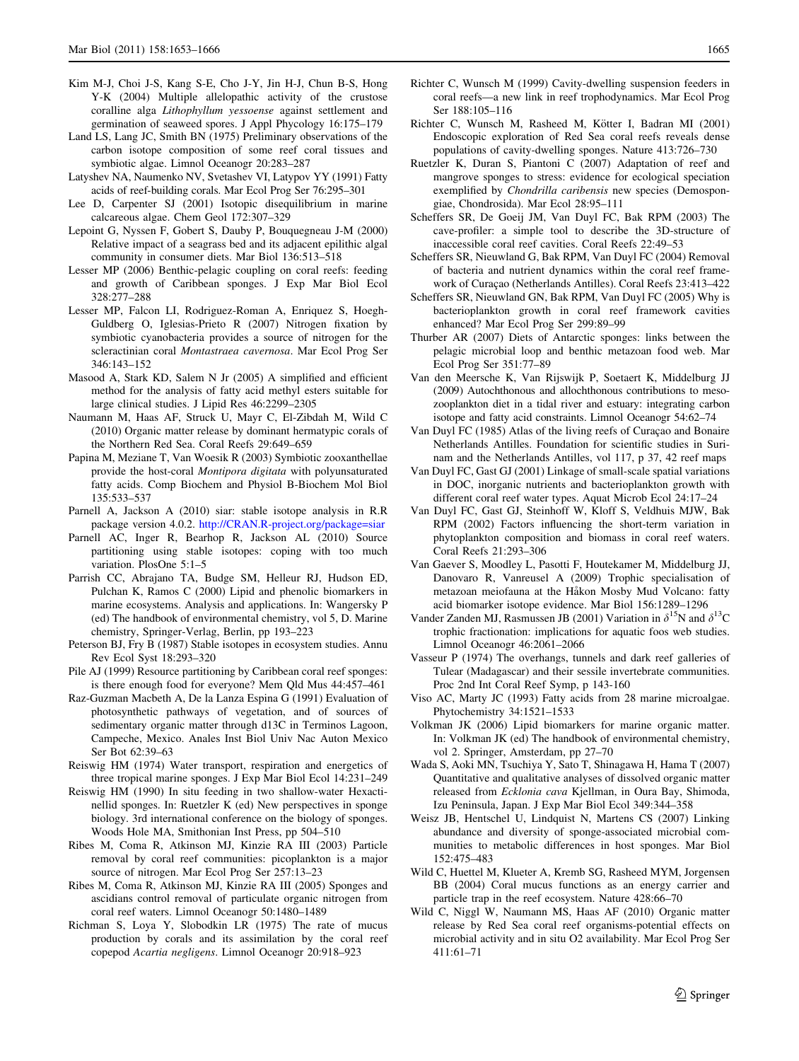Kim M-J, Choi J-S, Kang S-E, Cho J-Y, Jin H-J, Chun B-S, Hong Y-K (2004) Multiple allelopathic activity of the crustose coralline alga *Lithophyllum yessoense* against settlement and germination of seaweed spores. J Appl Phycology 16:175–179

Land LS, Lang JC, Smith BN (1975) Preliminary observations of the carbon isotope composition of some reef coral tissues and symbiotic algae. Limnol Oceanogr 20:283–287

Latyshev NA, Naumenko NV, Svetashev VI, Latypov YY (1991) Fatty acids of reef-building corals. Mar Ecol Prog Ser 76:295–301

Lee D, Carpenter SJ (2001) Isotopic disequilibrium in marine calcareous algae. Chem Geol 172:307–329

Lepoint G, Nyssen F, Gobert S, Dauby P, Bouquegneau J-M (2000) Relative impact of a seagrass bed and its adjacent epilithic algal community in consumer diets. Mar Biol 136:513–518

Lesser MP (2006) Benthic-pelagic coupling on coral reefs: feeding and growth of Caribbean sponges. J Exp Mar Biol Ecol 328:277–288

Lesser MP, Falcon LI, Rodriguez-Roman A, Enriquez S, Hoegh-Guldberg O, Iglesias-Prieto R (2007) Nitrogen fixation by symbiotic cyanobacteria provides a source of nitrogen for the scleractinian coral *Montastraea cavernosa*. Mar Ecol Prog Ser 346:143–152

Masood A, Stark KD, Salem N Jr (2005) A simplified and efficient method for the analysis of fatty acid methyl esters suitable for large clinical studies. J Lipid Res 46:2299–2305

Naumann M, Haas AF, Struck U, Mayr C, El-Zibdah M, Wild C (2010) Organic matter release by dominant hermatypic corals of the Northern Red Sea. Coral Reefs 29:649–659

Papina M, Meziane T, Van Woesik R (2003) Symbiotic zooxanthellae provide the host-coral *Montipora digitata* with polyunsaturated fatty acids. Comp Biochem and Physiol B-Biochem Mol Biol 135:533–537

Parnell A, Jackson A (2010) siar: stable isotope analysis in R.R package version 4.0.2. http://CRAN.R-project.org/package=siar

Parnell AC, Inger R, Bearhop R, Jackson AL (2010) Source partitioning using stable isotopes: coping with too much variation. PlosOne 5:1–5

Parrish CC, Abrajano TA, Budge SM, Helleur RJ, Hudson ED, Pulchan K, Ramos C (2000) Lipid and phenolic biomarkers in marine ecosystems. Analysis and applications. In: Wangersky P (ed) The handbook of environmental chemistry, vol 5, D. Marine chemistry, Springer-Verlag, Berlin, pp 193–223

Peterson BJ, Fry B (1987) Stable isotopes in ecosystem studies. Annu Rev Ecol Syst 18:293–320

Pile AJ (1999) Resource partitioning by Caribbean coral reef sponges: is there enough food for everyone? Mem Qld Mus 44:457–461

Raz-Guzman Macbeth A, De la Lanza Espina G (1991) Evaluation of photosynthetic pathways of vegetation, and of sources of sedimentary organic matter through d13C in Terminos Lagoon, Campeche, Mexico. Anales Inst Biol Univ Nac Auton Mexico Ser Bot 62:39–63

Reiswig HM (1974) Water transport, respiration and energetics of three tropical marine sponges. J Exp Mar Biol Ecol 14:231–249

Reiswig HM (1990) In situ feeding in two shallow-water Hexactinellid sponges. In: Ruetzler K (ed) New perspectives in sponge biology. 3rd international conference on the biology of sponges. Woods Hole MA, Smithonian Inst Press, pp 504–510

Ribes M, Coma R, Atkinson MJ, Kinzie RA III (2003) Particle removal by coral reef communities: picoplankton is a major source of nitrogen. Mar Ecol Prog Ser 257:13–23

Ribes M, Coma R, Atkinson MJ, Kinzie RA III (2005) Sponges and ascidians control removal of particulate organic nitrogen from coral reef waters. Limnol Oceanogr 50:1480–1489

Richman S, Loya Y, Slobodkin LR (1975) The rate of mucus production by corals and its assimilation by the coral reef copepod *Acartia negligens*. Limnol Oceanogr 20:918–923

Richter C, Wunsch M (1999) Cavity-dwelling suspension feeders in coral reefs—a new link in reef trophodynamics. Mar Ecol Prog Ser 188:105–116

Richter C, Wunsch M, Rasheed M, Kötter I, Badran MI (2001) Endoscopic exploration of Red Sea coral reefs reveals dense populations of cavity-dwelling sponges. Nature 413:726–730

Ruetzler K, Duran S, Piantoni C (2007) Adaptation of reef and mangrove sponges to stress: evidence for ecological speciation exemplified by *Chondrilla caribensis* new species (Demospongiae, Chondrosida). Mar Ecol 28:95–111

Scheffers SR, De Goeij JM, Van Duyl FC, Bak RPM (2003) The cave-profiler: a simple tool to describe the 3D-structure of inaccessible coral reef cavities. Coral Reefs 22:49–53

Scheffers SR, Nieuwland G, Bak RPM, Van Duyl FC (2004) Removal of bacteria and nutrient dynamics within the coral reef framework of Curaçao (Netherlands Antilles). Coral Reefs 23:413–422

Scheffers SR, Nieuwland GN, Bak RPM, Van Duyl FC (2005) Why is bacterioplankton growth in coral reef framework cavities enhanced? Mar Ecol Prog Ser 299:89–99

Thurber AR (2007) Diets of Antarctic sponges: links between the pelagic microbial loop and benthic metazoan food web. Mar Ecol Prog Ser 351:77–89

Van den Meersche K, Van Rijswijk P, Soetaert K, Middelburg JJ (2009) Autochthonous and allochthonous contributions to mesozooplankton diet in a tidal river and estuary: integrating carbon isotope and fatty acid constraints. Limnol Oceanogr 54:62–74

Van Duyl FC (1985) Atlas of the living reefs of Curaçao and Bonaire Netherlands Antilles. Foundation for scientific studies in Surinam and the Netherlands Antilles, vol 117, p 37, 42 reef maps

Van Duyl FC, Gast GJ (2001) Linkage of small-scale spatial variations in DOC, inorganic nutrients and bacterioplankton growth with different coral reef water types. Aquat Microb Ecol 24:17–24

Van Duyl FC, Gast GJ, Steinhoff W, Kloff S, Veldhuis MJW, Bak RPM (2002) Factors influencing the short-term variation in phytoplankton composition and biomass in coral reef waters. Coral Reefs 21:293–306

Van Gaever S, Moodley L, Pasotti F, Houtekamer M, Middelburg JJ, Danovaro R, Vanreusel A (2009) Trophic specialisation of metazoan meiofauna at the Håkon Mosby Mud Volcano: fatty acid biomarker isotope evidence. Mar Biol 156:1289–1296

Vander Zanden MJ, Rasmussen JB (2001) Variation in $\delta^{15}N$ and $\delta^{13}C$ trophic fractionation: implications for aquatic foos web studies. Limnol Oceanogr 46:2061–2066

Vasseur P (1974) The overhangs, tunnels and dark reef galleries of Tulear (Madagascar) and their sessile invertebrate communities. Proc 2nd Int Coral Reef Symp, p 143-160

Viso AC, Marty JC (1993) Fatty acids from 28 marine microalgae. Phytochemistry 34:1521–1533

Volkman JK (2006) Lipid biomarkers for marine organic matter. In: Volkman JK (ed) The handbook of environmental chemistry, vol 2. Springer, Amsterdam, pp 27–70

Wada S, Aoki MN, Tsuchiya Y, Sato T, Shinagawa H, Hama T (2007) Quantitative and qualitative analyses of dissolved organic matter released from *Ecklonia cava* Kjellman, in Oura Bay, Shimoda, Izu Peninsula, Japan. J Exp Mar Biol Ecol 349:344–358

Weisz JB, Hentschel U, Lindquist N, Martens CS (2007) Linking abundance and diversity of sponge-associated microbial communities to metabolic differences in host sponges. Mar Biol 152:475–483

Wild C, Huettel M, Klueter A, Kremb SG, Rasheed MYM, Jorgensen BB (2004) Coral mucus functions as an energy carrier and particle trap in the reef ecosystem. Nature 428:66–70

Wild C, Niggl W, Naumann MS, Haas AF (2010) Organic matter release by Red Sea coral reef organisms-potential effects on microbial activity and in situ O2 availability. Mar Ecol Prog Ser 411:61–71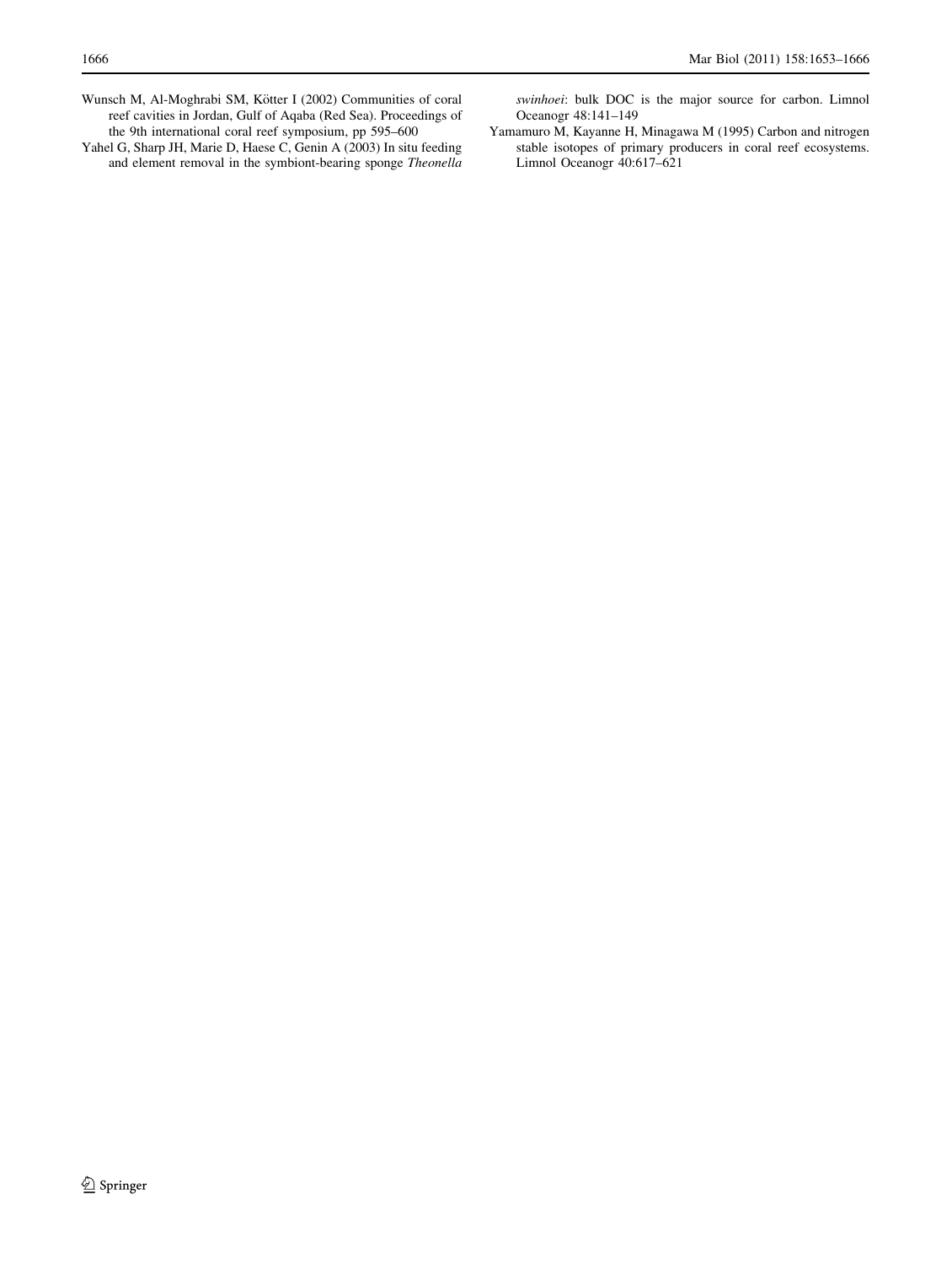Wunsch M, Al-Moghrabi SM, Kötter I (2002) Communities of coral reef cavities in Jordan, Gulf of Aqaba (Red Sea). Proceedings of the 9th international coral reef symposium, pp 595–600

Yahel G, Sharp JH, Marie D, Haese C, Genin A (2003) In situ feeding and element removal in the symbiont-bearing sponge *Theonella swinhoei*: bulk DOC is the major source for carbon. Limnol Oceanogr 48:141–149

Yamamuro M, Kayanne H, Minagawa M (1995) Carbon and nitrogen stable isotopes of primary producers in coral reef ecosystems. Limnol Oceanogr 40:617–621